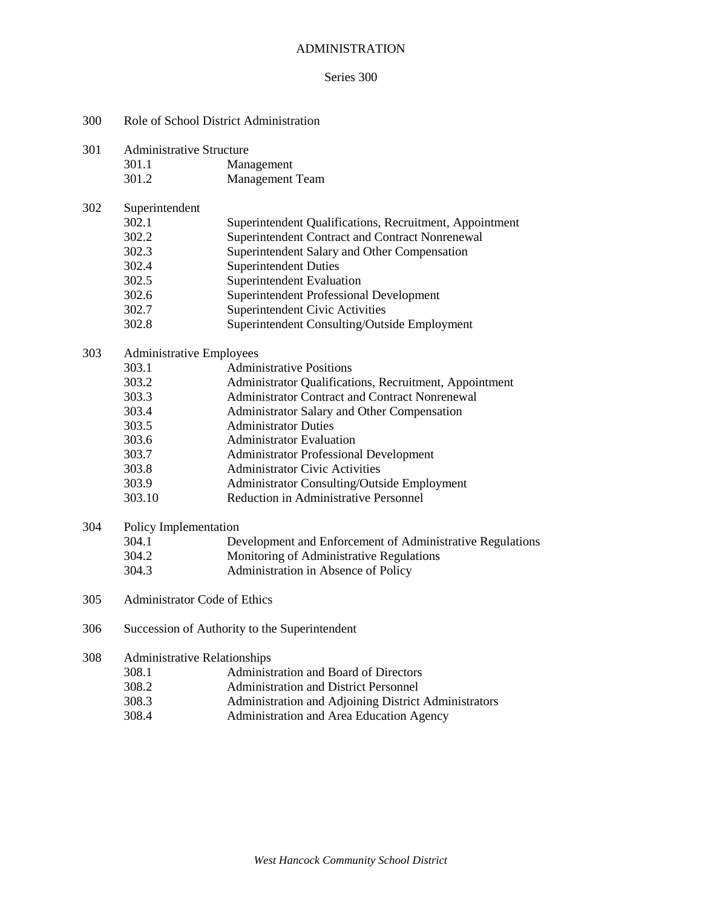# ADMINISTRATION

## Series 300

300 Role of School District Administration

301 Administrative Structure
- 301.1 Management
- 301.2 Management Team

302 Superintendent
- 302.1 Superintendent Qualifications, Recruitment, Appointment
- 302.2 Superintendent Contract and Contract Nonrenewal
- 302.3 Superintendent Salary and Other Compensation
- 302.4 Superintendent Duties
- 302.5 Superintendent Evaluation
- 302.6 Superintendent Professional Development
- 302.7 Superintendent Civic Activities
- 302.8 Superintendent Consulting/Outside Employment

303 Administrative Employees
- 303.1 Administrative Positions
- 303.2 Administrator Qualifications, Recruitment, Appointment
- 303.3 Administrator Contract and Contract Nonrenewal
- 303.4 Administrator Salary and Other Compensation
- 303.5 Administrator Duties
- 303.6 Administrator Evaluation
- 303.7 Administrator Professional Development
- 303.8 Administrator Civic Activities
- 303.9 Administrator Consulting/Outside Employment
- 303.10 Reduction in Administrative Personnel

304 Policy Implementation
- 304.1 Development and Enforcement of Administrative Regulations
- 304.2 Monitoring of Administrative Regulations
- 304.3 Administration in Absence of Policy

305 Administrator Code of Ethics

306 Succession of Authority to the Superintendent

308 Administrative Relationships
- 308.1 Administration and Board of Directors
- 308.2 Administration and District Personnel
- 308.3 Administration and Adjoining District Administrators
- 308.4 Administration and Area Education Agency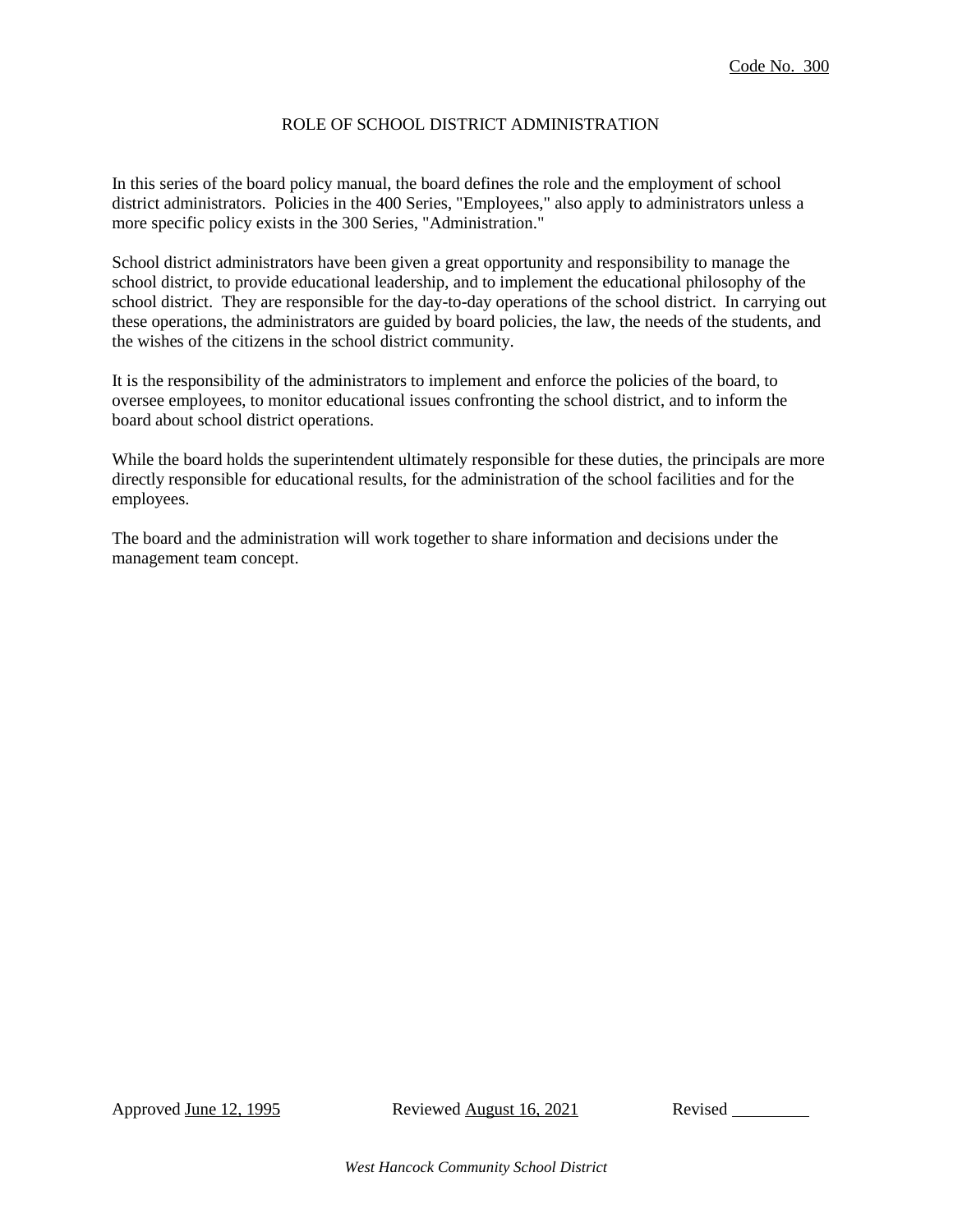Code No. 300

# ROLE OF SCHOOL DISTRICT ADMINISTRATION

In this series of the board policy manual, the board defines the role and the employment of school district administrators. Policies in the 400 Series, "Employees," also apply to administrators unless a more specific policy exists in the 300 Series, "Administration."

School district administrators have been given a great opportunity and responsibility to manage the school district, to provide educational leadership, and to implement the educational philosophy of the school district. They are responsible for the day-to-day operations of the school district. In carrying out these operations, the administrators are guided by board policies, the law, the needs of the students, and the wishes of the citizens in the school district community.

It is the responsibility of the administrators to implement and enforce the policies of the board, to oversee employees, to monitor educational issues confronting the school district, and to inform the board about school district operations.

While the board holds the superintendent ultimately responsible for these duties, the principals are more directly responsible for educational results, for the administration of the school facilities and for the employees.

The board and the administration will work together to share information and decisions under the management team concept.

Approved June 12, 1995　　　Reviewed August 16, 2021　　　Revised ________

*West Hancock Community School District*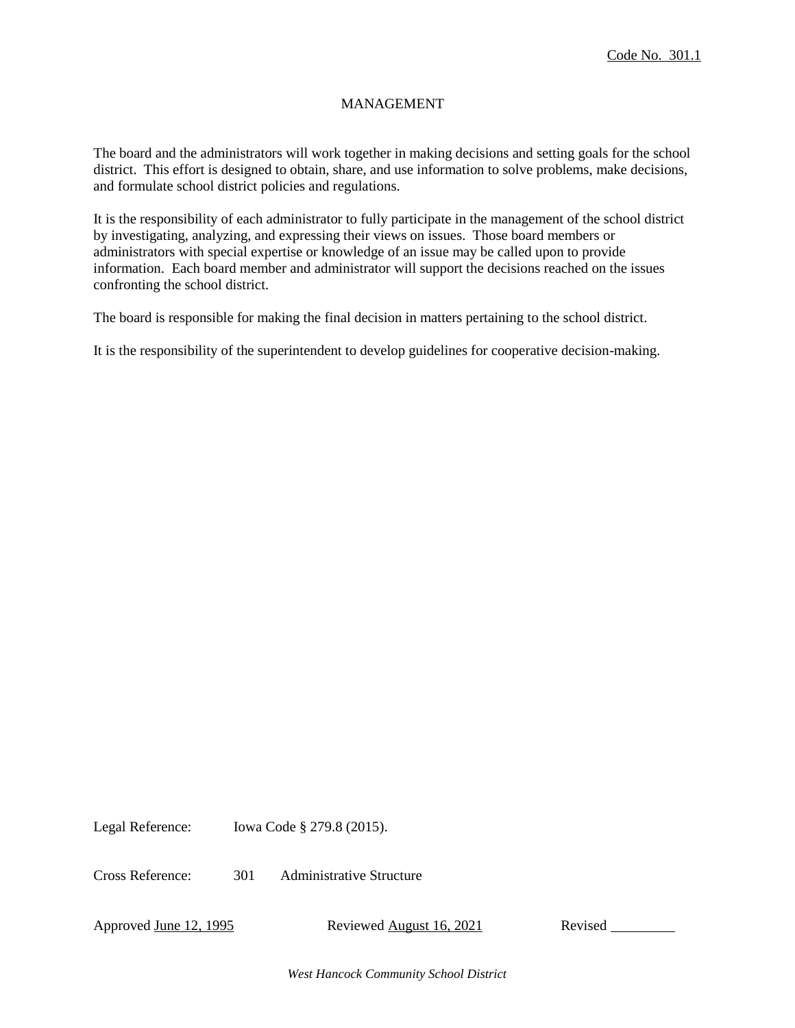Code No. 301.1

# MANAGEMENT

The board and the administrators will work together in making decisions and setting goals for the school district. This effort is designed to obtain, share, and use information to solve problems, make decisions, and formulate school district policies and regulations.

It is the responsibility of each administrator to fully participate in the management of the school district by investigating, analyzing, and expressing their views on issues. Those board members or administrators with special expertise or knowledge of an issue may be called upon to provide information. Each board member and administrator will support the decisions reached on the issues confronting the school district.

The board is responsible for making the final decision in matters pertaining to the school district.

It is the responsibility of the superintendent to develop guidelines for cooperative decision-making.

Legal Reference: Iowa Code § 279.8 (2015).

Cross Reference: 301 Administrative Structure

Approved June 12, 1995 Reviewed August 16, 2021 Revised ________

*West Hancock Community School District*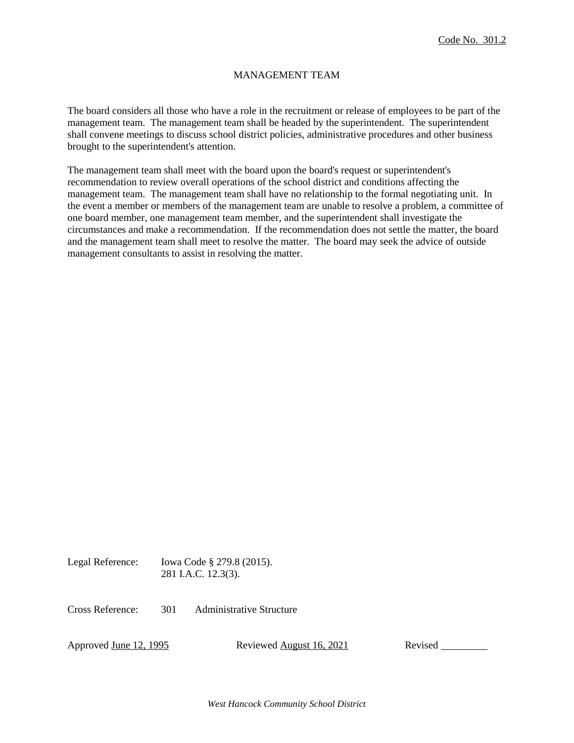Code No. 301.2

# MANAGEMENT TEAM

The board considers all those who have a role in the recruitment or release of employees to be part of the management team. The management team shall be headed by the superintendent. The superintendent shall convene meetings to discuss school district policies, administrative procedures and other business brought to the superintendent's attention.

The management team shall meet with the board upon the board's request or superintendent's recommendation to review overall operations of the school district and conditions affecting the management team. The management team shall have no relationship to the formal negotiating unit. In the event a member or members of the management team are unable to resolve a problem, a committee of one board member, one management team member, and the superintendent shall investigate the circumstances and make a recommendation. If the recommendation does not settle the matter, the board and the management team shall meet to resolve the matter. The board may seek the advice of outside management consultants to assist in resolving the matter.

Legal Reference: Iowa Code § 279.8 (2015).
281 I.A.C. 12.3(3).

Cross Reference: 301 Administrative Structure

Approved June 12, 1995 Reviewed August 16, 2021 Revised \_\_\_\_\_\_\_\_\_

*West Hancock Community School District*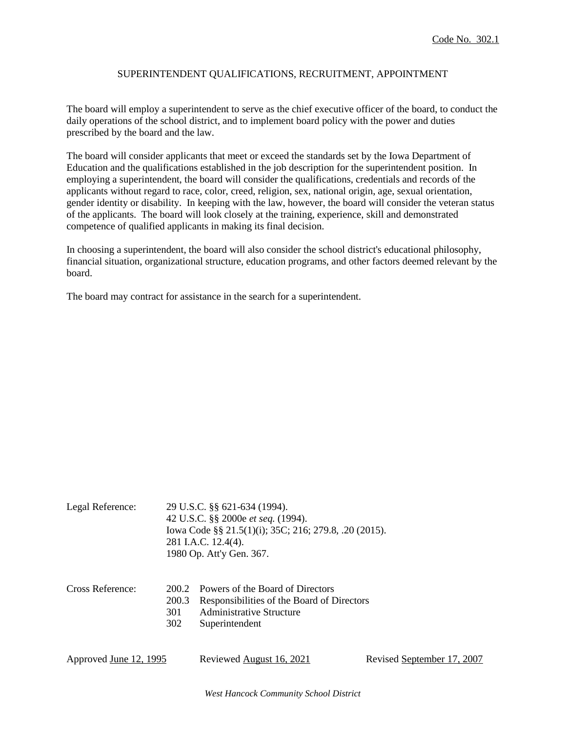Code No. 302.1

# SUPERINTENDENT QUALIFICATIONS, RECRUITMENT, APPOINTMENT

The board will employ a superintendent to serve as the chief executive officer of the board, to conduct the daily operations of the school district, and to implement board policy with the power and duties prescribed by the board and the law.

The board will consider applicants that meet or exceed the standards set by the Iowa Department of Education and the qualifications established in the job description for the superintendent position. In employing a superintendent, the board will consider the qualifications, credentials and records of the applicants without regard to race, color, creed, religion, sex, national origin, age, sexual orientation, gender identity or disability. In keeping with the law, however, the board will consider the veteran status of the applicants. The board will look closely at the training, experience, skill and demonstrated competence of qualified applicants in making its final decision.

In choosing a superintendent, the board will also consider the school district's educational philosophy, financial situation, organizational structure, education programs, and other factors deemed relevant by the board.

The board may contract for assistance in the search for a superintendent.

Legal Reference:
29 U.S.C. §§ 621-634 (1994).
42 U.S.C. §§ 2000e *et seq.* (1994).
Iowa Code §§ 21.5(1)(i); 35C; 216; 279.8, .20 (2015).
281 I.A.C. 12.4(4).
1980 Op. Att'y Gen. 367.

Cross Reference:
200.2 Powers of the Board of Directors
200.3 Responsibilities of the Board of Directors
301 Administrative Structure
302 Superintendent

Approved June 12, 1995 | Reviewed August 16, 2021 | Revised September 17, 2007

*West Hancock Community School District*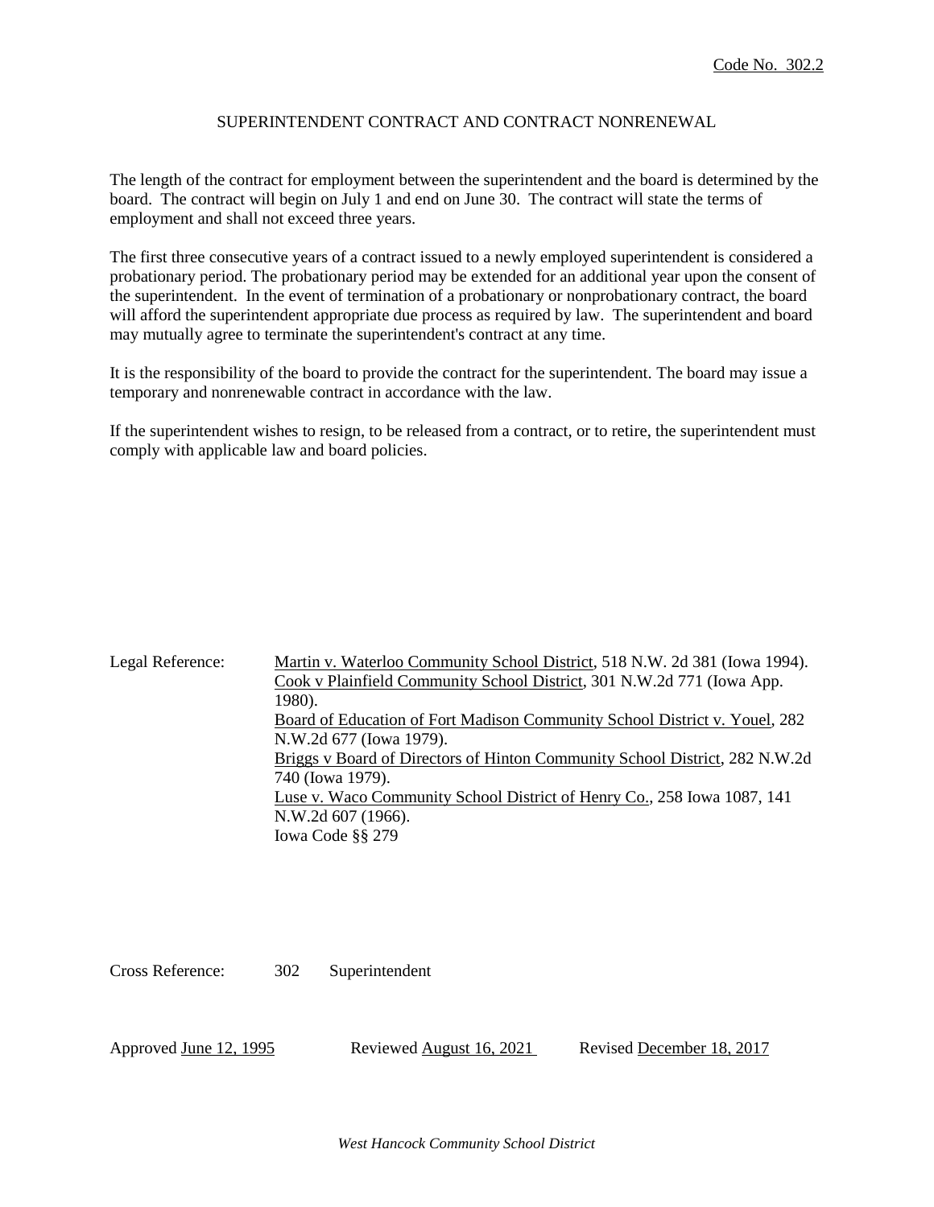Code No. 302.2

# SUPERINTENDENT CONTRACT AND CONTRACT NONRENEWAL

The length of the contract for employment between the superintendent and the board is determined by the board. The contract will begin on July 1 and end on June 30. The contract will state the terms of employment and shall not exceed three years.

The first three consecutive years of a contract issued to a newly employed superintendent is considered a probationary period. The probationary period may be extended for an additional year upon the consent of the superintendent. In the event of termination of a probationary or nonprobationary contract, the board will afford the superintendent appropriate due process as required by law. The superintendent and board may mutually agree to terminate the superintendent's contract at any time.

It is the responsibility of the board to provide the contract for the superintendent. The board may issue a temporary and nonrenewable contract in accordance with the law.

If the superintendent wishes to resign, to be released from a contract, or to retire, the superintendent must comply with applicable law and board policies.

Legal Reference:
- Martin v. Waterloo Community School District, 518 N.W. 2d 381 (Iowa 1994).
- Cook v Plainfield Community School District, 301 N.W.2d 771 (Iowa App. 1980).
- Board of Education of Fort Madison Community School District v. Youel, 282 N.W.2d 677 (Iowa 1979).
- Briggs v Board of Directors of Hinton Community School District, 282 N.W.2d 740 (Iowa 1979).
- Luse v. Waco Community School District of Henry Co., 258 Iowa 1087, 141 N.W.2d 607 (1966).
- Iowa Code §§ 279

Cross Reference: 302 Superintendent

Approved June 12, 1995 Reviewed August 16, 2021 Revised December 18, 2017

*West Hancock Community School District*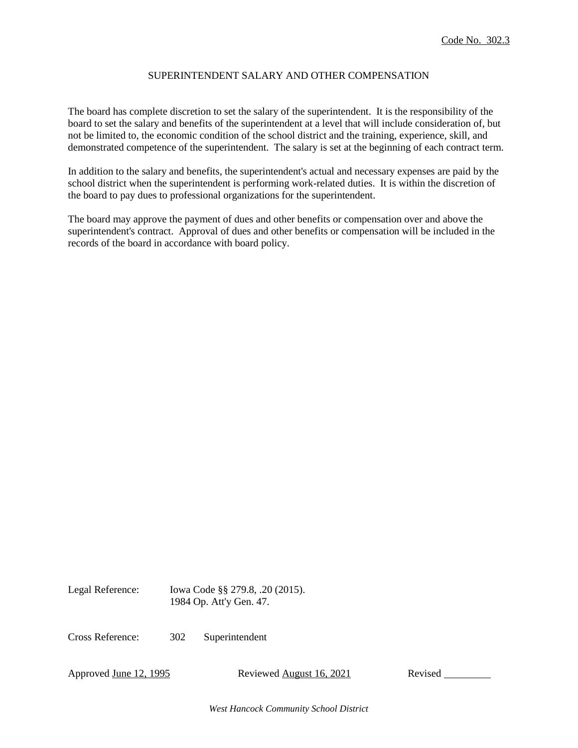Code No. 302.3

# SUPERINTENDENT SALARY AND OTHER COMPENSATION

The board has complete discretion to set the salary of the superintendent. It is the responsibility of the board to set the salary and benefits of the superintendent at a level that will include consideration of, but not be limited to, the economic condition of the school district and the training, experience, skill, and demonstrated competence of the superintendent. The salary is set at the beginning of each contract term.

In addition to the salary and benefits, the superintendent's actual and necessary expenses are paid by the school district when the superintendent is performing work-related duties. It is within the discretion of the board to pay dues to professional organizations for the superintendent.

The board may approve the payment of dues and other benefits or compensation over and above the superintendent's contract. Approval of dues and other benefits or compensation will be included in the records of the board in accordance with board policy.

Legal Reference: Iowa Code §§ 279.8, .20 (2015).
1984 Op. Att'y Gen. 47.

Cross Reference: 302 Superintendent

Approved June 12, 1995 Reviewed August 16, 2021 Revised ________

*West Hancock Community School District*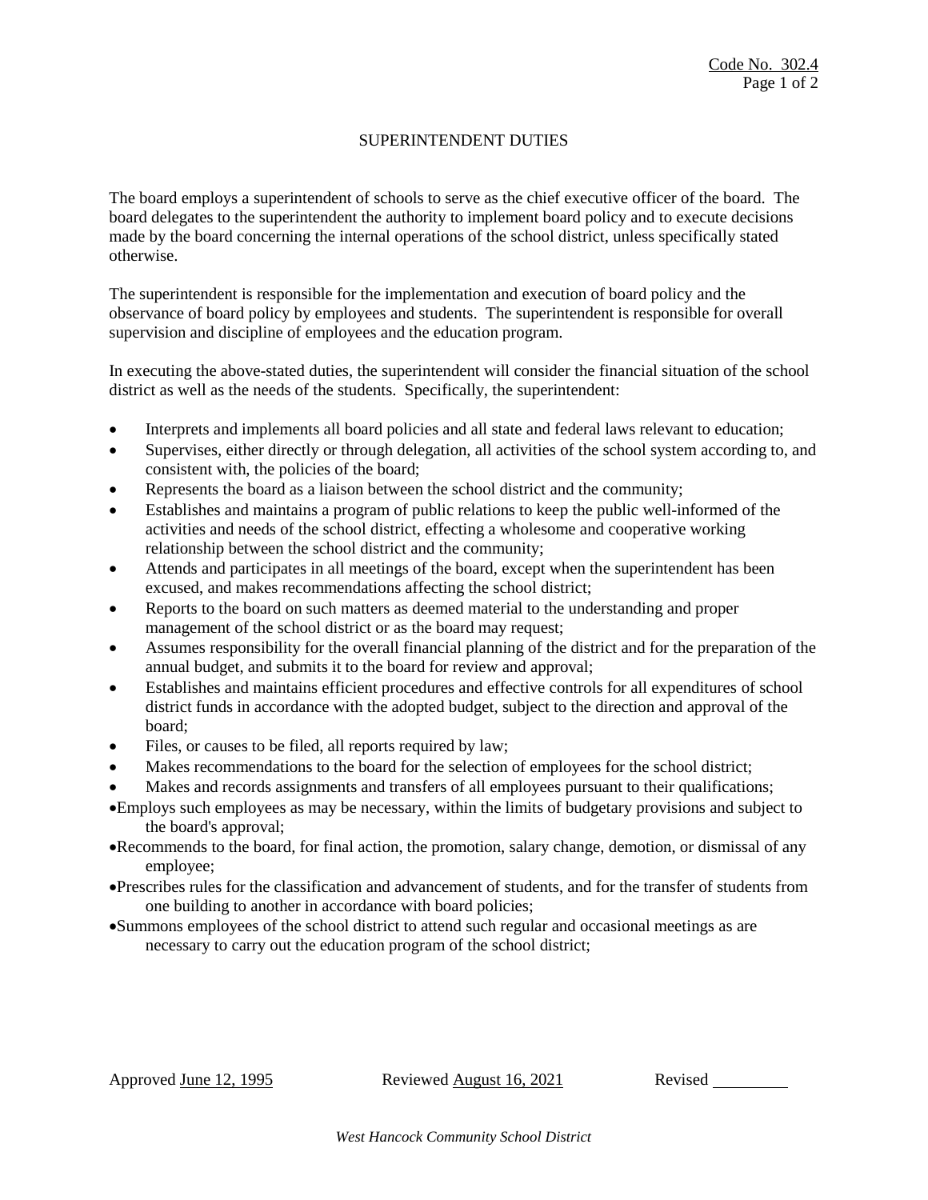Code No. 302.4

# SUPERINTENDENT DUTIES

The board employs a superintendent of schools to serve as the chief executive officer of the board. The board delegates to the superintendent the authority to implement board policy and to execute decisions made by the board concerning the internal operations of the school district, unless specifically stated otherwise.

The superintendent is responsible for the implementation and execution of board policy and the observance of board policy by employees and students. The superintendent is responsible for overall supervision and discipline of employees and the education program.

In executing the above-stated duties, the superintendent will consider the financial situation of the school district as well as the needs of the students. Specifically, the superintendent:

- Interprets and implements all board policies and all state and federal laws relevant to education;
- Supervises, either directly or through delegation, all activities of the school system according to, and consistent with, the policies of the board;
- Represents the board as a liaison between the school district and the community;
- Establishes and maintains a program of public relations to keep the public well-informed of the activities and needs of the school district, effecting a wholesome and cooperative working relationship between the school district and the community;
- Attends and participates in all meetings of the board, except when the superintendent has been excused, and makes recommendations affecting the school district;
- Reports to the board on such matters as deemed material to the understanding and proper management of the school district or as the board may request;
- Assumes responsibility for the overall financial planning of the district and for the preparation of the annual budget, and submits it to the board for review and approval;
- Establishes and maintains efficient procedures and effective controls for all expenditures of school district funds in accordance with the adopted budget, subject to the direction and approval of the board;
- Files, or causes to be filed, all reports required by law;
- Makes recommendations to the board for the selection of employees for the school district;
- Makes and records assignments and transfers of all employees pursuant to their qualifications;
- Employs such employees as may be necessary, within the limits of budgetary provisions and subject to the board's approval;
- Recommends to the board, for final action, the promotion, salary change, demotion, or dismissal of any employee;
- Prescribes rules for the classification and advancement of students, and for the transfer of students from one building to another in accordance with board policies;
- Summons employees of the school district to attend such regular and occasional meetings as are necessary to carry out the education program of the school district;

Approved June 12, 1995 Reviewed August 16, 2021 Revised ________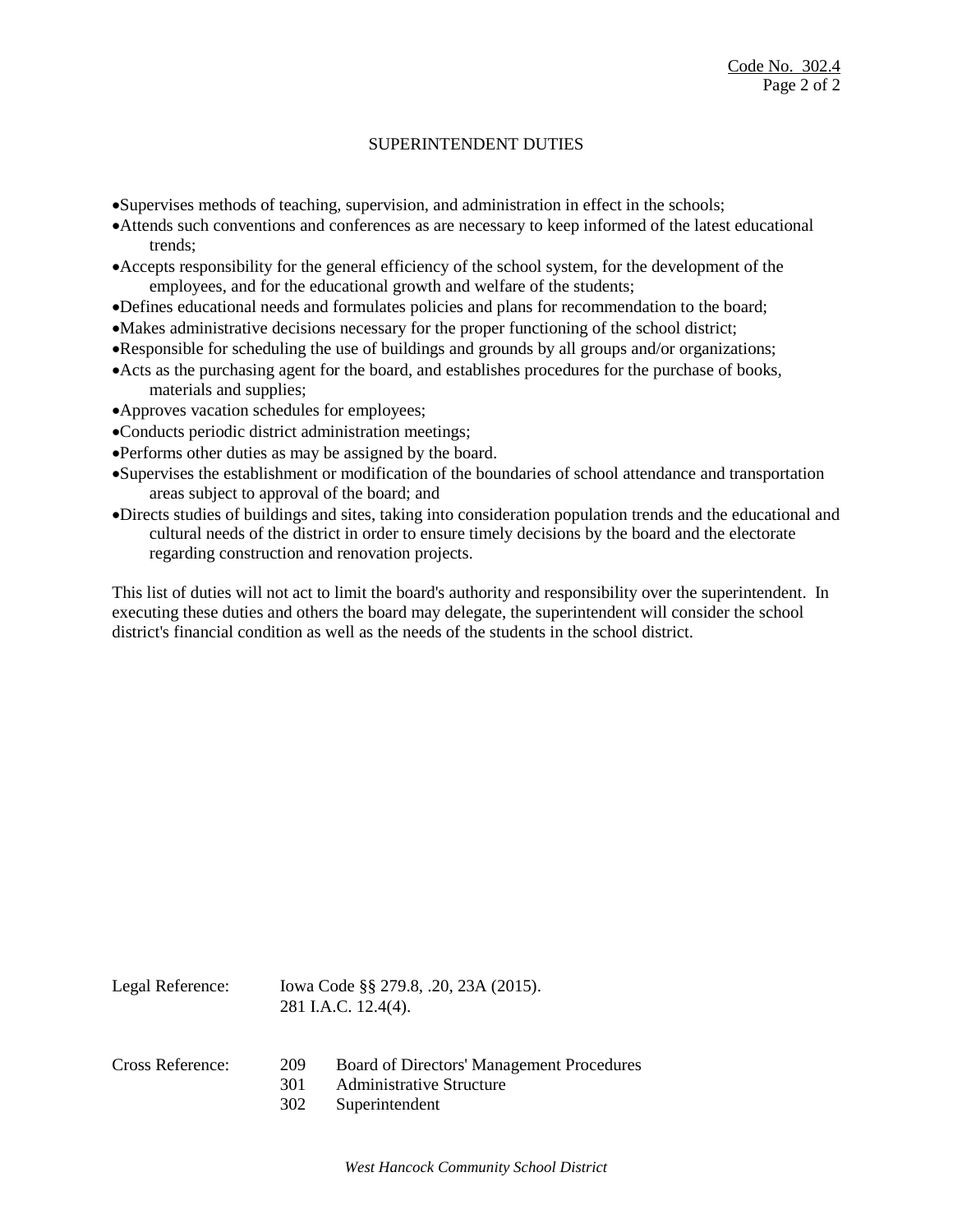## SUPERINTENDENT DUTIES

- Supervises methods of teaching, supervision, and administration in effect in the schools;
- Attends such conventions and conferences as are necessary to keep informed of the latest educational trends;
- Accepts responsibility for the general efficiency of the school system, for the development of the employees, and for the educational growth and welfare of the students;
- Defines educational needs and formulates policies and plans for recommendation to the board;
- Makes administrative decisions necessary for the proper functioning of the school district;
- Responsible for scheduling the use of buildings and grounds by all groups and/or organizations;
- Acts as the purchasing agent for the board, and establishes procedures for the purchase of books, materials and supplies;
- Approves vacation schedules for employees;
- Conducts periodic district administration meetings;
- Performs other duties as may be assigned by the board.
- Supervises the establishment or modification of the boundaries of school attendance and transportation areas subject to approval of the board; and
- Directs studies of buildings and sites, taking into consideration population trends and the educational and cultural needs of the district in order to ensure timely decisions by the board and the electorate regarding construction and renovation projects.

This list of duties will not act to limit the board's authority and responsibility over the superintendent. In executing these duties and others the board may delegate, the superintendent will consider the school district's financial condition as well as the needs of the students in the school district.

Legal Reference: Iowa Code §§ 279.8, .20, 23A (2015).
281 I.A.C. 12.4(4).

Cross Reference:
209 Board of Directors' Management Procedures
301 Administrative Structure
302 Superintendent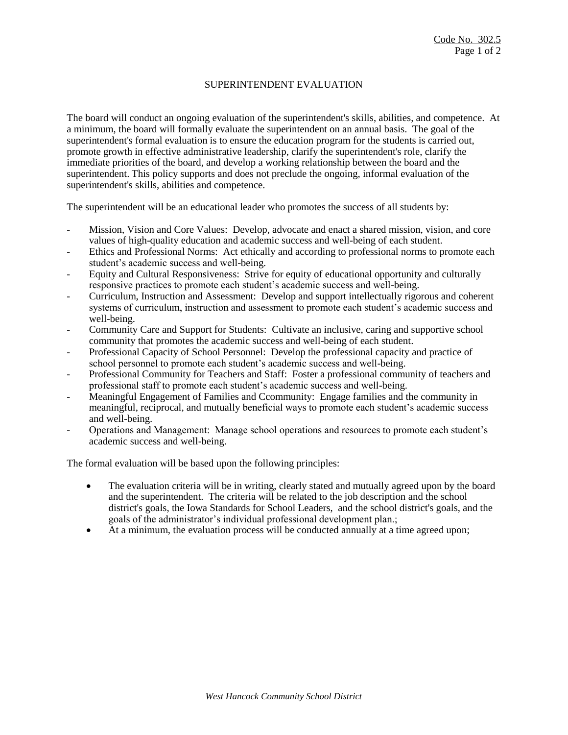Code No. 302.5

# SUPERINTENDENT EVALUATION

The board will conduct an ongoing evaluation of the superintendent's skills, abilities, and competence. At a minimum, the board will formally evaluate the superintendent on an annual basis. The goal of the superintendent's formal evaluation is to ensure the education program for the students is carried out, promote growth in effective administrative leadership, clarify the superintendent's role, clarify the immediate priorities of the board, and develop a working relationship between the board and the superintendent. This policy supports and does not preclude the ongoing, informal evaluation of the superintendent's skills, abilities and competence.

The superintendent will be an educational leader who promotes the success of all students by:

- Mission, Vision and Core Values: Develop, advocate and enact a shared mission, vision, and core values of high-quality education and academic success and well-being of each student.
- Ethics and Professional Norms: Act ethically and according to professional norms to promote each student's academic success and well-being.
- Equity and Cultural Responsiveness: Strive for equity of educational opportunity and culturally responsive practices to promote each student's academic success and well-being.
- Curriculum, Instruction and Assessment: Develop and support intellectually rigorous and coherent systems of curriculum, instruction and assessment to promote each student's academic success and well-being.
- Community Care and Support for Students: Cultivate an inclusive, caring and supportive school community that promotes the academic success and well-being of each student.
- Professional Capacity of School Personnel: Develop the professional capacity and practice of school personnel to promote each student's academic success and well-being.
- Professional Community for Teachers and Staff: Foster a professional community of teachers and professional staff to promote each student's academic success and well-being.
- Meaningful Engagement of Families and Ccommunity: Engage families and the community in meaningful, reciprocal, and mutually beneficial ways to promote each student's academic success and well-being.
- Operations and Management: Manage school operations and resources to promote each student's academic success and well-being.

The formal evaluation will be based upon the following principles:

- The evaluation criteria will be in writing, clearly stated and mutually agreed upon by the board and the superintendent. The criteria will be related to the job description and the school district's goals, the Iowa Standards for School Leaders, and the school district's goals, and the goals of the administrator's individual professional development plan.;
- At a minimum, the evaluation process will be conducted annually at a time agreed upon;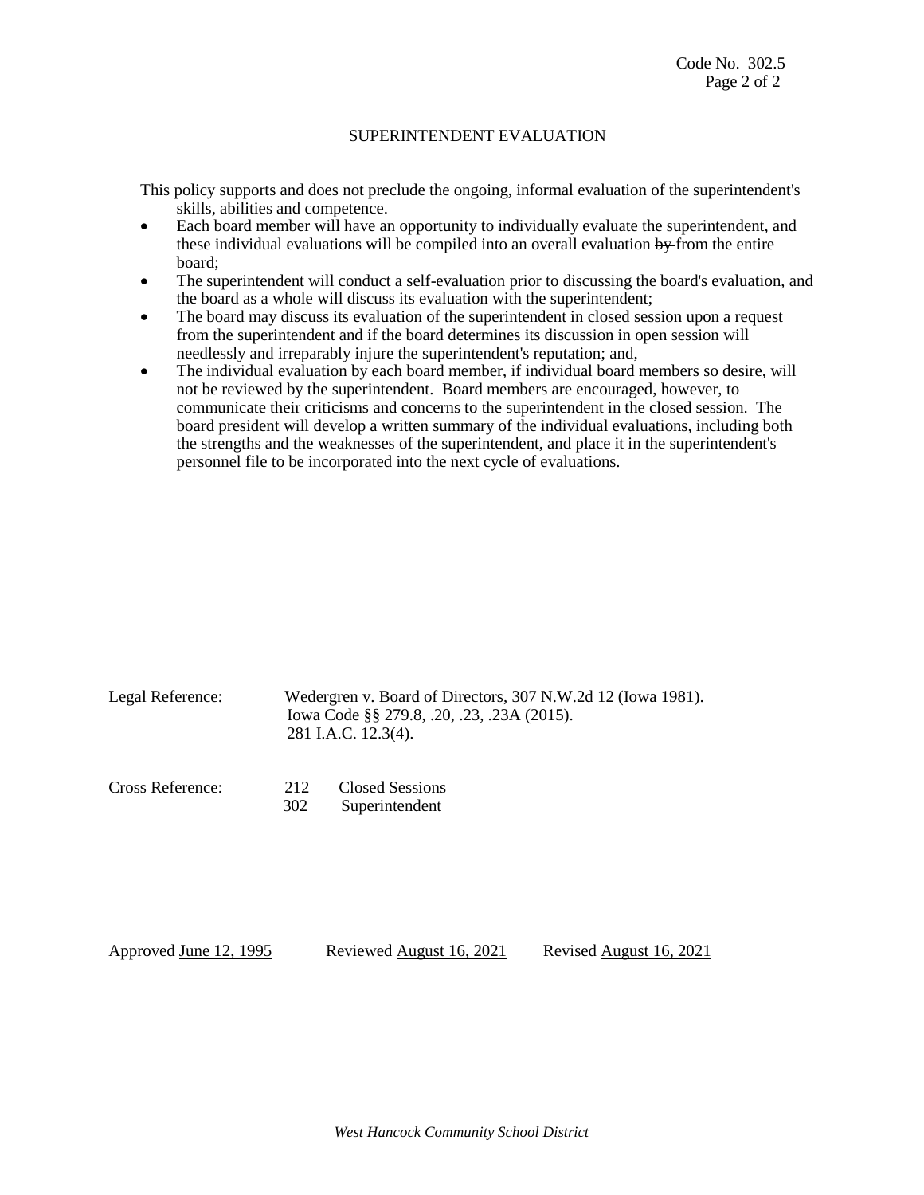## SUPERINTENDENT EVALUATION

This policy supports and does not preclude the ongoing, informal evaluation of the superintendent's skills, abilities and competence.

- Each board member will have an opportunity to individually evaluate the superintendent, and these individual evaluations will be compiled into an overall evaluation ~~by~~ from the entire board;
- The superintendent will conduct a self-evaluation prior to discussing the board's evaluation, and the board as a whole will discuss its evaluation with the superintendent;
- The board may discuss its evaluation of the superintendent in closed session upon a request from the superintendent and if the board determines its discussion in open session will needlessly and irreparably injure the superintendent's reputation; and,
- The individual evaluation by each board member, if individual board members so desire, will not be reviewed by the superintendent. Board members are encouraged, however, to communicate their criticisms and concerns to the superintendent in the closed session. The board president will develop a written summary of the individual evaluations, including both the strengths and the weaknesses of the superintendent, and place it in the superintendent's personnel file to be incorporated into the next cycle of evaluations.

Legal Reference: Wedergren v. Board of Directors, 307 N.W.2d 12 (Iowa 1981).
Iowa Code §§ 279.8, .20, .23, .23A (2015).
281 I.A.C. 12.3(4).

Cross Reference: 212 Closed Sessions
302 Superintendent

Approved June 12, 1995 Reviewed August 16, 2021 Revised August 16, 2021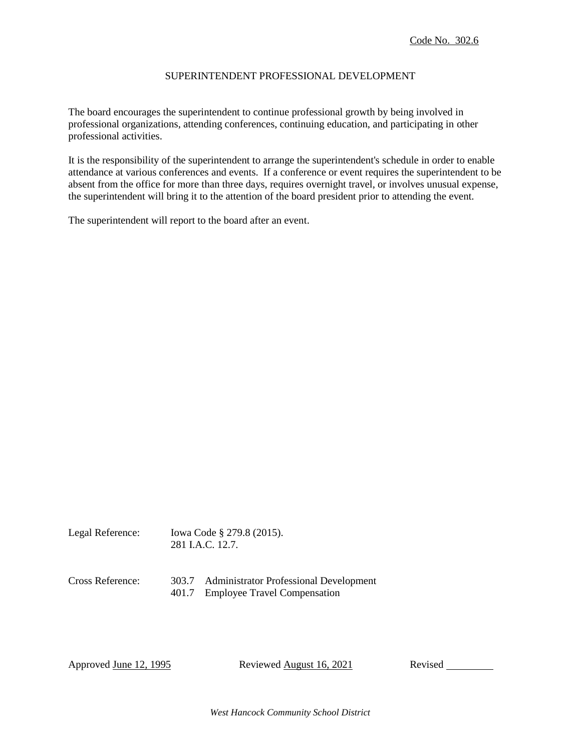Code No. 302.6

# SUPERINTENDENT PROFESSIONAL DEVELOPMENT

The board encourages the superintendent to continue professional growth by being involved in professional organizations, attending conferences, continuing education, and participating in other professional activities.

It is the responsibility of the superintendent to arrange the superintendent's schedule in order to enable attendance at various conferences and events. If a conference or event requires the superintendent to be absent from the office for more than three days, requires overnight travel, or involves unusual expense, the superintendent will bring it to the attention of the board president prior to attending the event.

The superintendent will report to the board after an event.

Legal Reference: Iowa Code § 279.8 (2015).
281 I.A.C. 12.7.

Cross Reference: 303.7 Administrator Professional Development
401.7 Employee Travel Compensation

Approved June 12, 1995 Reviewed August 16, 2021 Revised ________

*West Hancock Community School District*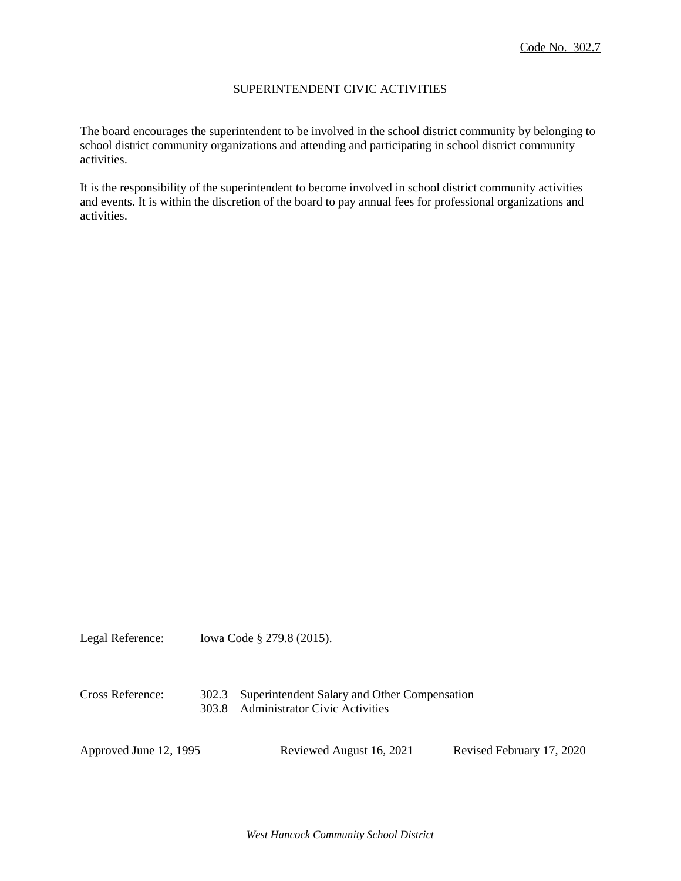Code No. 302.7

# SUPERINTENDENT CIVIC ACTIVITIES

The board encourages the superintendent to be involved in the school district community by belonging to school district community organizations and attending and participating in school district community activities.

It is the responsibility of the superintendent to become involved in school district community activities and events. It is within the discretion of the board to pay annual fees for professional organizations and activities.

Legal Reference: Iowa Code § 279.8 (2015).

Cross Reference:
302.3 Superintendent Salary and Other Compensation
303.8 Administrator Civic Activities

Approved June 12, 1995 Reviewed August 16, 2021 Revised February 17, 2020

*West Hancock Community School District*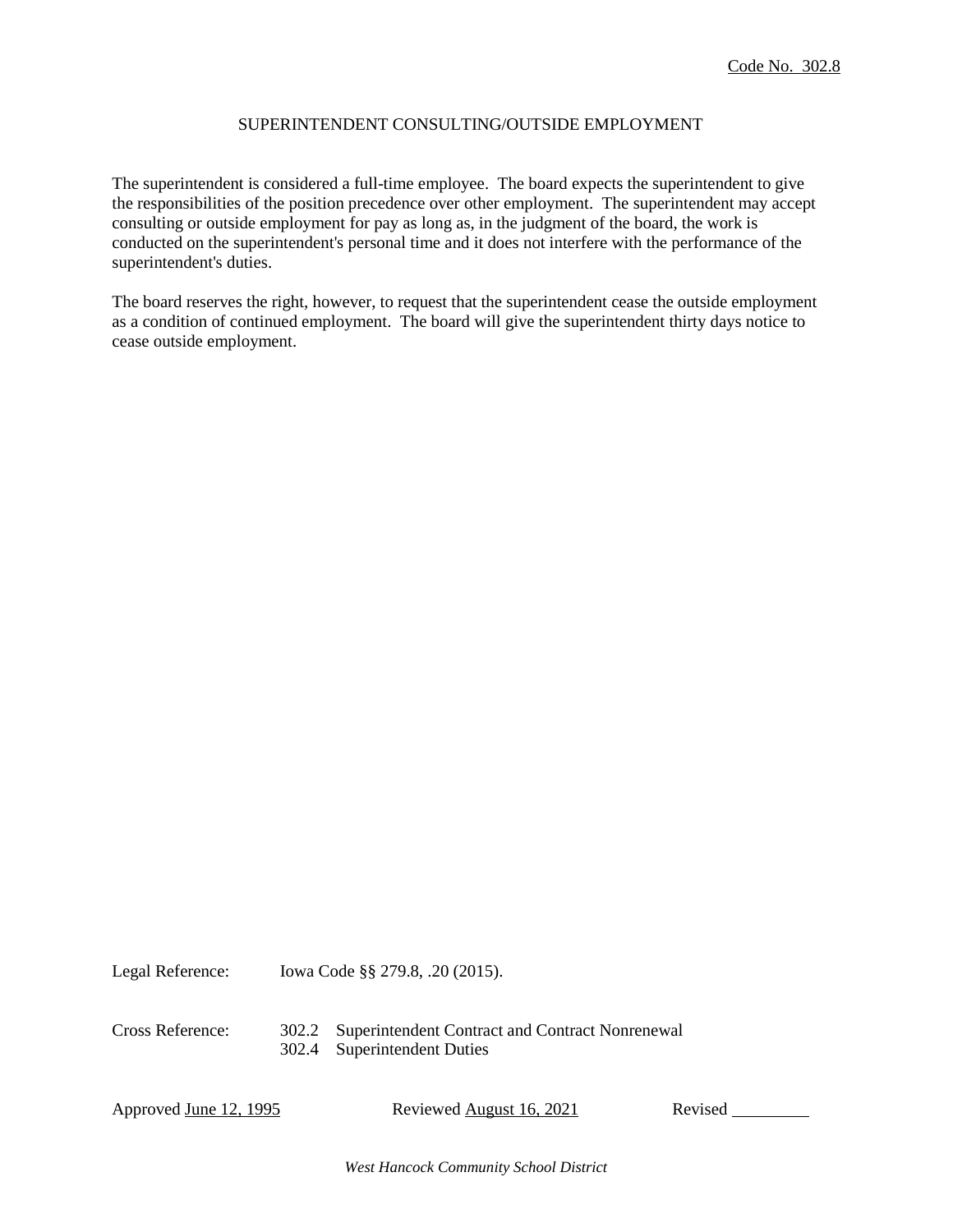Code No. 302.8

# SUPERINTENDENT CONSULTING/OUTSIDE EMPLOYMENT

The superintendent is considered a full-time employee. The board expects the superintendent to give the responsibilities of the position precedence over other employment. The superintendent may accept consulting or outside employment for pay as long as, in the judgment of the board, the work is conducted on the superintendent's personal time and it does not interfere with the performance of the superintendent's duties.

The board reserves the right, however, to request that the superintendent cease the outside employment as a condition of continued employment. The board will give the superintendent thirty days notice to cease outside employment.

Legal Reference: Iowa Code §§ 279.8, .20 (2015).

Cross Reference: 302.2 Superintendent Contract and Contract Nonrenewal
302.4 Superintendent Duties

Approved June 12, 1995 Reviewed August 16, 2021 Revised ________

*West Hancock Community School District*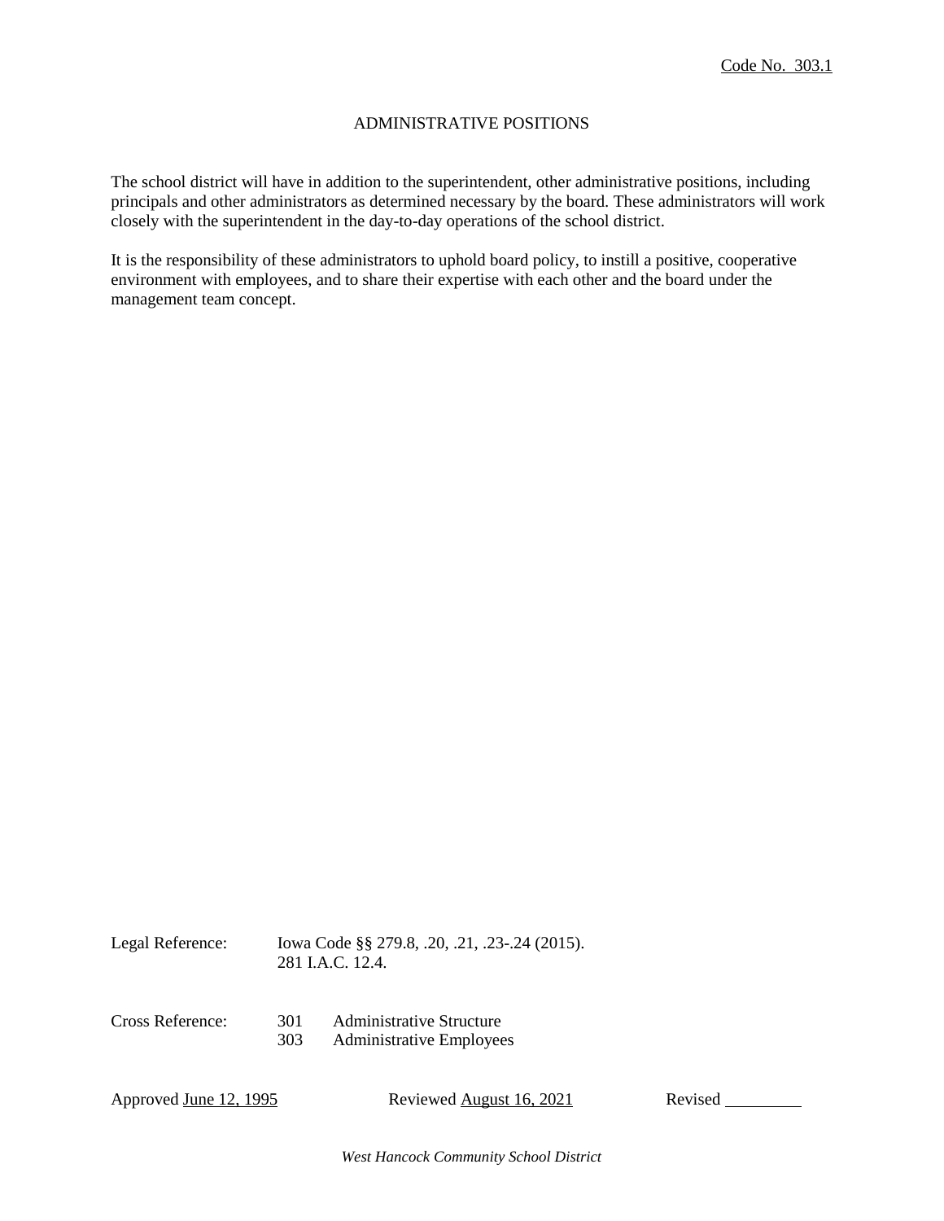Code No. 303.1

# ADMINISTRATIVE POSITIONS

The school district will have in addition to the superintendent, other administrative positions, including principals and other administrators as determined necessary by the board. These administrators will work closely with the superintendent in the day-to-day operations of the school district.

It is the responsibility of these administrators to uphold board policy, to instill a positive, cooperative environment with employees, and to share their expertise with each other and the board under the management team concept.

Legal Reference: Iowa Code §§ 279.8, .20, .21, .23-.24 (2015).
281 I.A.C. 12.4.

Cross Reference: 301 Administrative Structure
303 Administrative Employees

Approved June 12, 1995 Reviewed August 16, 2021 Revised _________

*West Hancock Community School District*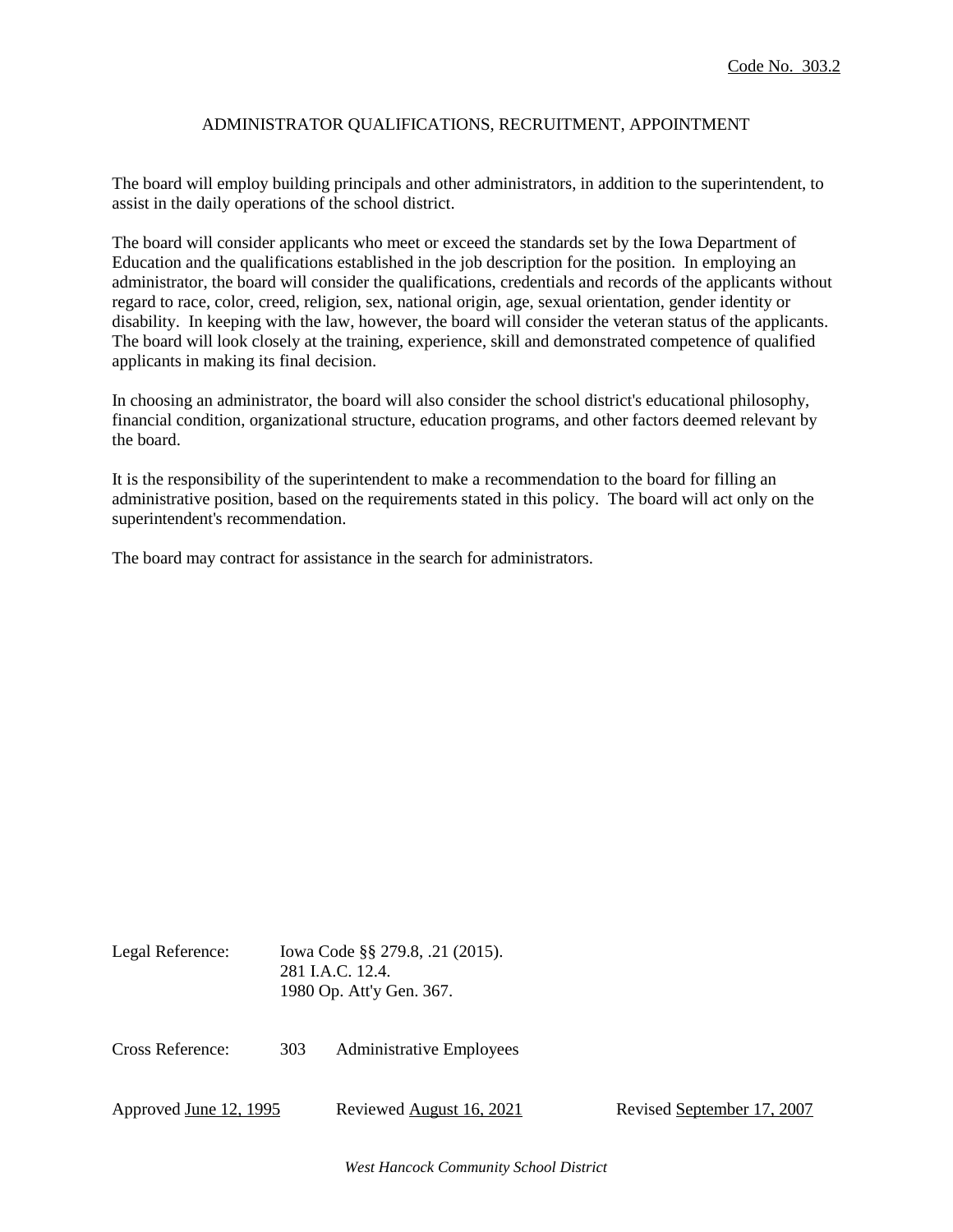Code No. 303.2

## ADMINISTRATOR QUALIFICATIONS, RECRUITMENT, APPOINTMENT

The board will employ building principals and other administrators, in addition to the superintendent, to assist in the daily operations of the school district.

The board will consider applicants who meet or exceed the standards set by the Iowa Department of Education and the qualifications established in the job description for the position. In employing an administrator, the board will consider the qualifications, credentials and records of the applicants without regard to race, color, creed, religion, sex, national origin, age, sexual orientation, gender identity or disability. In keeping with the law, however, the board will consider the veteran status of the applicants. The board will look closely at the training, experience, skill and demonstrated competence of qualified applicants in making its final decision.

In choosing an administrator, the board will also consider the school district's educational philosophy, financial condition, organizational structure, education programs, and other factors deemed relevant by the board.

It is the responsibility of the superintendent to make a recommendation to the board for filling an administrative position, based on the requirements stated in this policy. The board will act only on the superintendent's recommendation.

The board may contract for assistance in the search for administrators.

Legal Reference: Iowa Code §§ 279.8, .21 (2015).
281 I.A.C. 12.4.
1980 Op. Att'y Gen. 367.

Cross Reference: 303 Administrative Employees

Approved June 12, 1995 Reviewed August 16, 2021 Revised September 17, 2007

*West Hancock Community School District*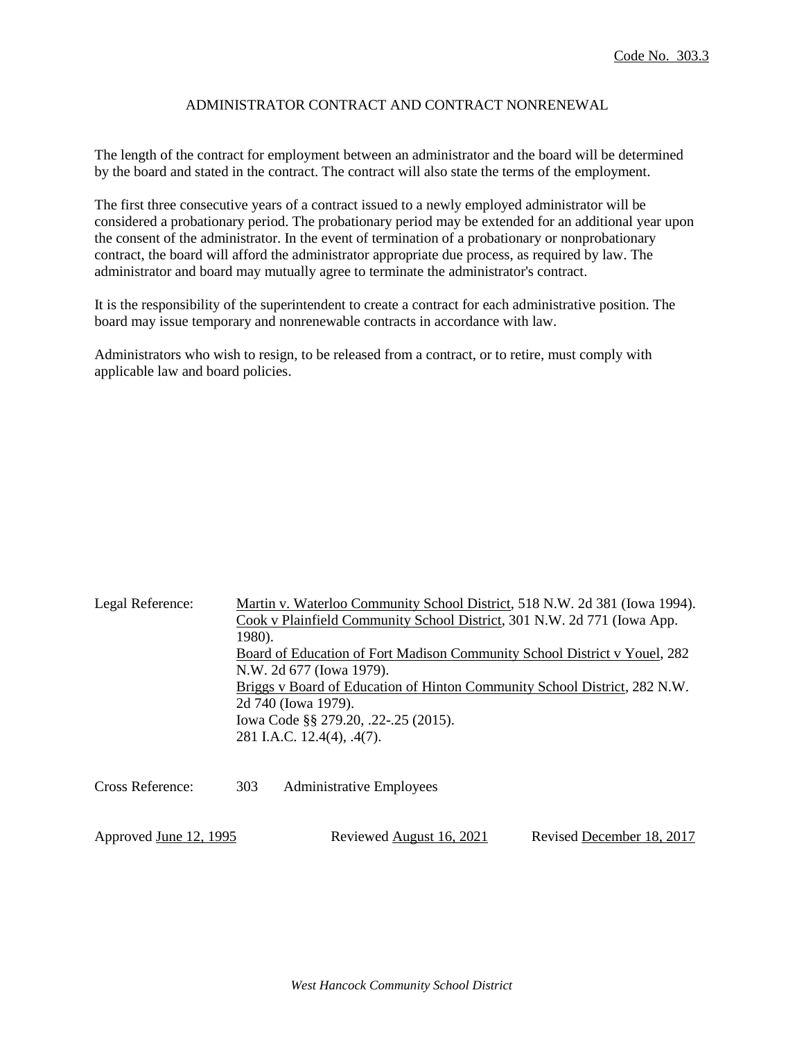Code No. 303.3

# ADMINISTRATOR CONTRACT AND CONTRACT NONRENEWAL

The length of the contract for employment between an administrator and the board will be determined by the board and stated in the contract. The contract will also state the terms of the employment.

The first three consecutive years of a contract issued to a newly employed administrator will be considered a probationary period. The probationary period may be extended for an additional year upon the consent of the administrator. In the event of termination of a probationary or nonprobationary contract, the board will afford the administrator appropriate due process, as required by law. The administrator and board may mutually agree to terminate the administrator's contract.

It is the responsibility of the superintendent to create a contract for each administrative position. The board may issue temporary and nonrenewable contracts in accordance with law.

Administrators who wish to resign, to be released from a contract, or to retire, must comply with applicable law and board policies.

Legal Reference:
- Martin v. Waterloo Community School District, 518 N.W. 2d 381 (Iowa 1994).
- Cook v Plainfield Community School District, 301 N.W. 2d 771 (Iowa App. 1980).
- Board of Education of Fort Madison Community School District v Youel, 282 N.W. 2d 677 (Iowa 1979).
- Briggs v Board of Education of Hinton Community School District, 282 N.W. 2d 740 (Iowa 1979).
- Iowa Code §§ 279.20, .22-.25 (2015).
- 281 I.A.C. 12.4(4), .4(7).

Cross Reference: 303 Administrative Employees

Approved June 12, 1995 Reviewed August 16, 2021 Revised December 18, 2017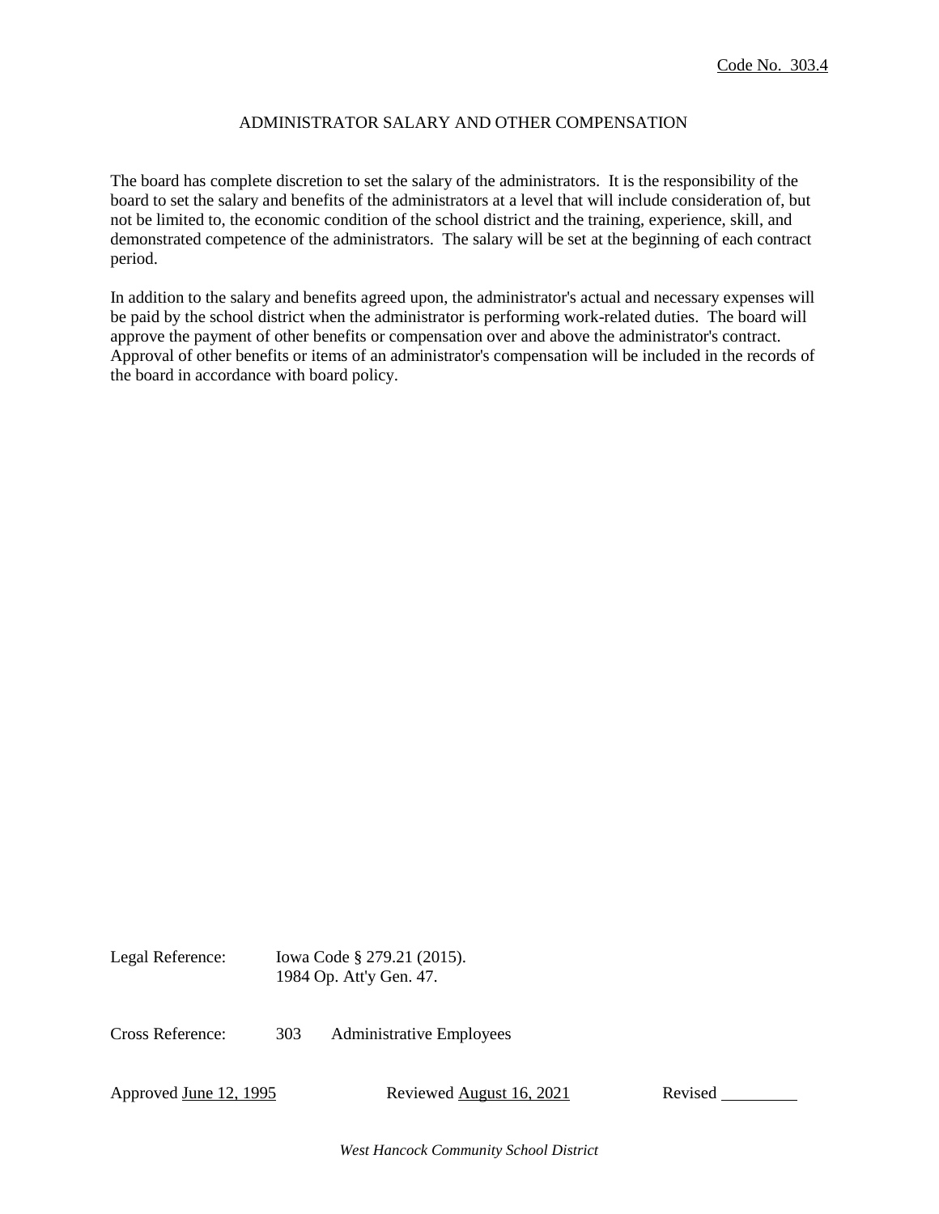Code No. 303.4

# ADMINISTRATOR SALARY AND OTHER COMPENSATION

The board has complete discretion to set the salary of the administrators. It is the responsibility of the board to set the salary and benefits of the administrators at a level that will include consideration of, but not be limited to, the economic condition of the school district and the training, experience, skill, and demonstrated competence of the administrators. The salary will be set at the beginning of each contract period.

In addition to the salary and benefits agreed upon, the administrator's actual and necessary expenses will be paid by the school district when the administrator is performing work-related duties. The board will approve the payment of other benefits or compensation over and above the administrator's contract. Approval of other benefits or items of an administrator's compensation will be included in the records of the board in accordance with board policy.

Legal Reference: Iowa Code § 279.21 (2015).
1984 Op. Att'y Gen. 47.

Cross Reference: 303 Administrative Employees

Approved June 12, 1995 Reviewed August 16, 2021 Revised _________

*West Hancock Community School District*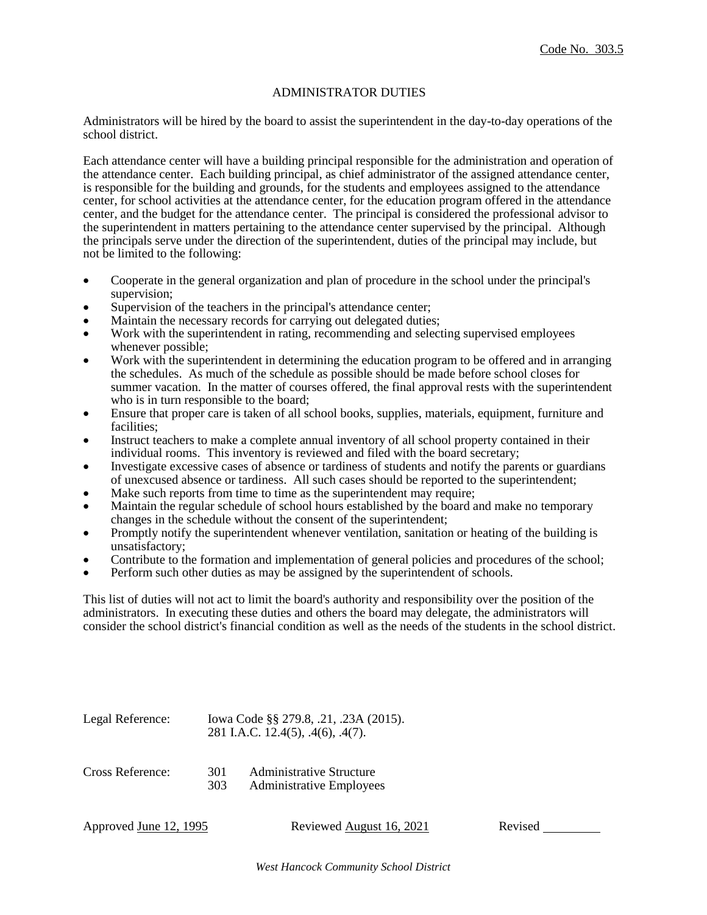Code No. 303.5

# ADMINISTRATOR DUTIES

Administrators will be hired by the board to assist the superintendent in the day-to-day operations of the school district.

Each attendance center will have a building principal responsible for the administration and operation of the attendance center. Each building principal, as chief administrator of the assigned attendance center, is responsible for the building and grounds, for the students and employees assigned to the attendance center, for school activities at the attendance center, for the education program offered in the attendance center, and the budget for the attendance center. The principal is considered the professional advisor to the superintendent in matters pertaining to the attendance center supervised by the principal. Although the principals serve under the direction of the superintendent, duties of the principal may include, but not be limited to the following:

- Cooperate in the general organization and plan of procedure in the school under the principal's supervision;
- Supervision of the teachers in the principal's attendance center;
- Maintain the necessary records for carrying out delegated duties;
- Work with the superintendent in rating, recommending and selecting supervised employees whenever possible;
- Work with the superintendent in determining the education program to be offered and in arranging the schedules. As much of the schedule as possible should be made before school closes for summer vacation. In the matter of courses offered, the final approval rests with the superintendent who is in turn responsible to the board;
- Ensure that proper care is taken of all school books, supplies, materials, equipment, furniture and facilities;
- Instruct teachers to make a complete annual inventory of all school property contained in their individual rooms. This inventory is reviewed and filed with the board secretary;
- Investigate excessive cases of absence or tardiness of students and notify the parents or guardians of unexcused absence or tardiness. All such cases should be reported to the superintendent;
- Make such reports from time to time as the superintendent may require;
- Maintain the regular schedule of school hours established by the board and make no temporary changes in the schedule without the consent of the superintendent;
- Promptly notify the superintendent whenever ventilation, sanitation or heating of the building is unsatisfactory;
- Contribute to the formation and implementation of general policies and procedures of the school;
- Perform such other duties as may be assigned by the superintendent of schools.

This list of duties will not act to limit the board's authority and responsibility over the position of the administrators. In executing these duties and others the board may delegate, the administrators will consider the school district's financial condition as well as the needs of the students in the school district.

Legal Reference: Iowa Code §§ 279.8, .21, .23A (2015).
281 I.A.C. 12.4(5), .4(6), .4(7).

Cross Reference: 301 Administrative Structure
303 Administrative Employees

Approved June 12, 1995 Reviewed August 16, 2021 Revised ________

*West Hancock Community School District*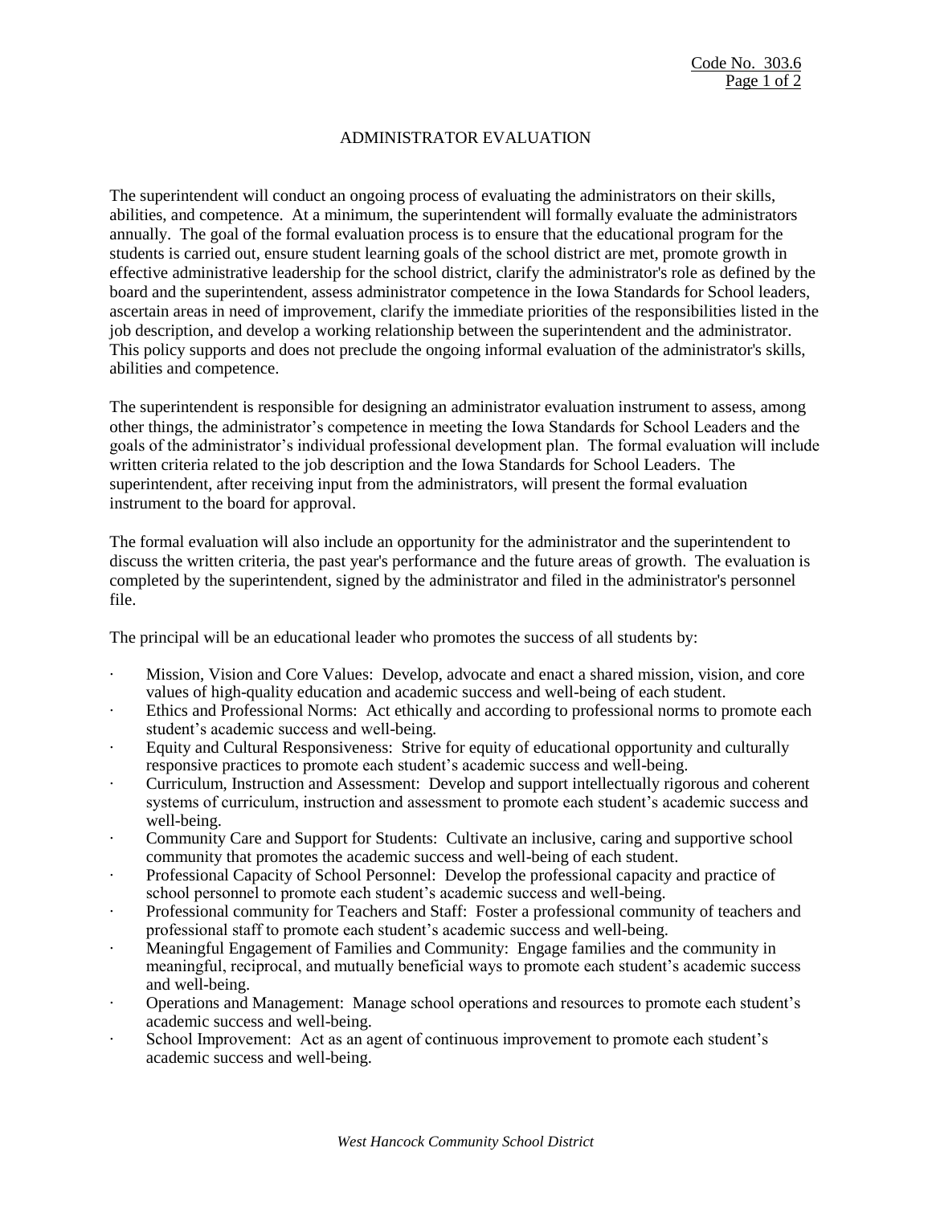# ADMINISTRATOR EVALUATION

The superintendent will conduct an ongoing process of evaluating the administrators on their skills, abilities, and competence. At a minimum, the superintendent will formally evaluate the administrators annually. The goal of the formal evaluation process is to ensure that the educational program for the students is carried out, ensure student learning goals of the school district are met, promote growth in effective administrative leadership for the school district, clarify the administrator's role as defined by the board and the superintendent, assess administrator competence in the Iowa Standards for School leaders, ascertain areas in need of improvement, clarify the immediate priorities of the responsibilities listed in the job description, and develop a working relationship between the superintendent and the administrator. This policy supports and does not preclude the ongoing informal evaluation of the administrator's skills, abilities and competence.

The superintendent is responsible for designing an administrator evaluation instrument to assess, among other things, the administrator's competence in meeting the Iowa Standards for School Leaders and the goals of the administrator's individual professional development plan. The formal evaluation will include written criteria related to the job description and the Iowa Standards for School Leaders. The superintendent, after receiving input from the administrators, will present the formal evaluation instrument to the board for approval.

The formal evaluation will also include an opportunity for the administrator and the superintendent to discuss the written criteria, the past year's performance and the future areas of growth. The evaluation is completed by the superintendent, signed by the administrator and filed in the administrator's personnel file.

The principal will be an educational leader who promotes the success of all students by:

- Mission, Vision and Core Values: Develop, advocate and enact a shared mission, vision, and core values of high-quality education and academic success and well-being of each student.
- Ethics and Professional Norms: Act ethically and according to professional norms to promote each student's academic success and well-being.
- Equity and Cultural Responsiveness: Strive for equity of educational opportunity and culturally responsive practices to promote each student's academic success and well-being.
- Curriculum, Instruction and Assessment: Develop and support intellectually rigorous and coherent systems of curriculum, instruction and assessment to promote each student's academic success and well-being.
- Community Care and Support for Students: Cultivate an inclusive, caring and supportive school community that promotes the academic success and well-being of each student.
- Professional Capacity of School Personnel: Develop the professional capacity and practice of school personnel to promote each student's academic success and well-being.
- Professional community for Teachers and Staff: Foster a professional community of teachers and professional staff to promote each student's academic success and well-being.
- Meaningful Engagement of Families and Community: Engage families and the community in meaningful, reciprocal, and mutually beneficial ways to promote each student's academic success and well-being.
- Operations and Management: Manage school operations and resources to promote each student's academic success and well-being.
- School Improvement: Act as an agent of continuous improvement to promote each student's academic success and well-being.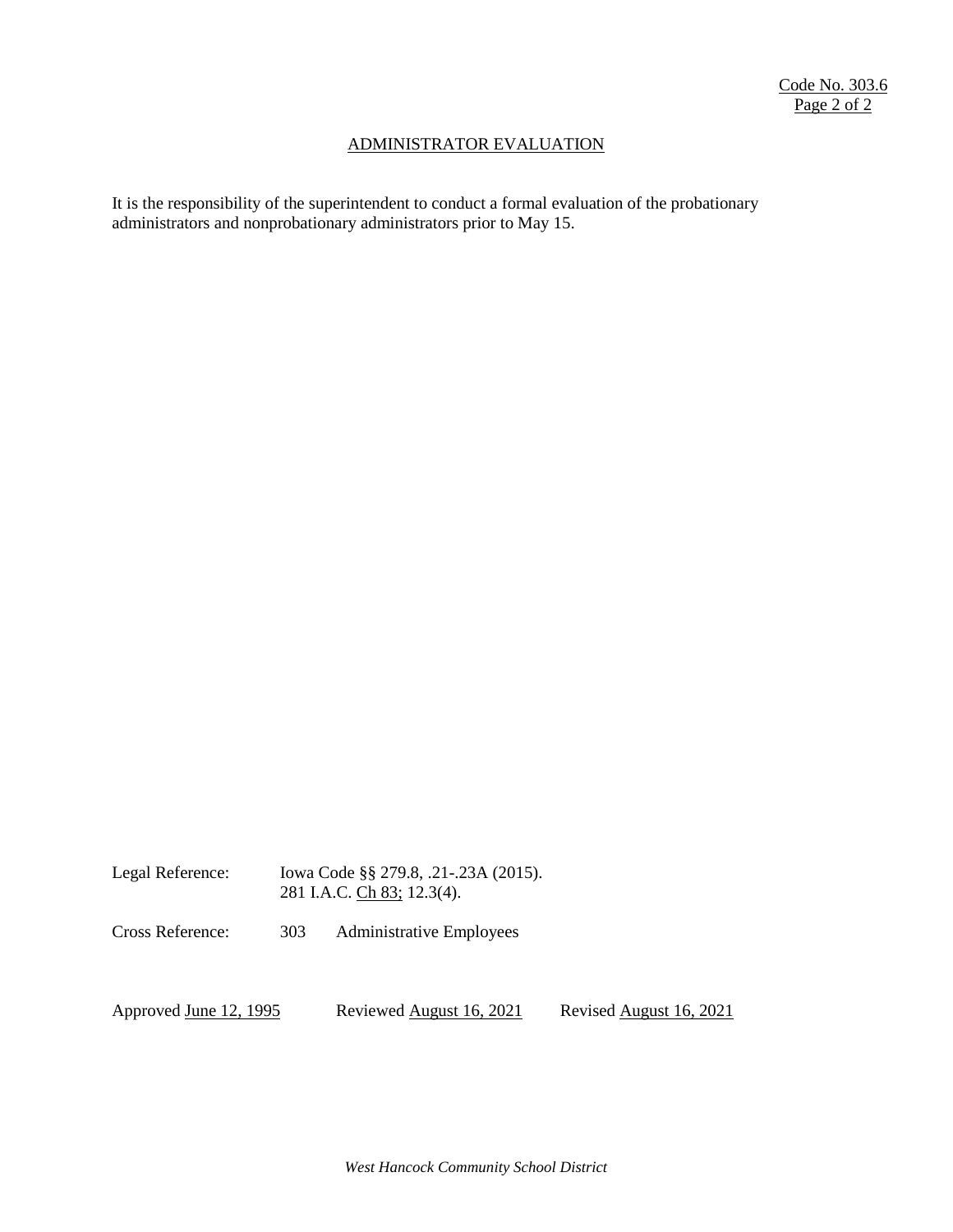## ADMINISTRATOR EVALUATION

It is the responsibility of the superintendent to conduct a formal evaluation of the probationary administrators and nonprobationary administrators prior to May 15.

Legal Reference: Iowa Code §§ 279.8, .21-.23A (2015).
281 I.A.C. Ch 83; 12.3(4).

Cross Reference: 303 Administrative Employees

Approved June 12, 1995 Reviewed August 16, 2021 Revised August 16, 2021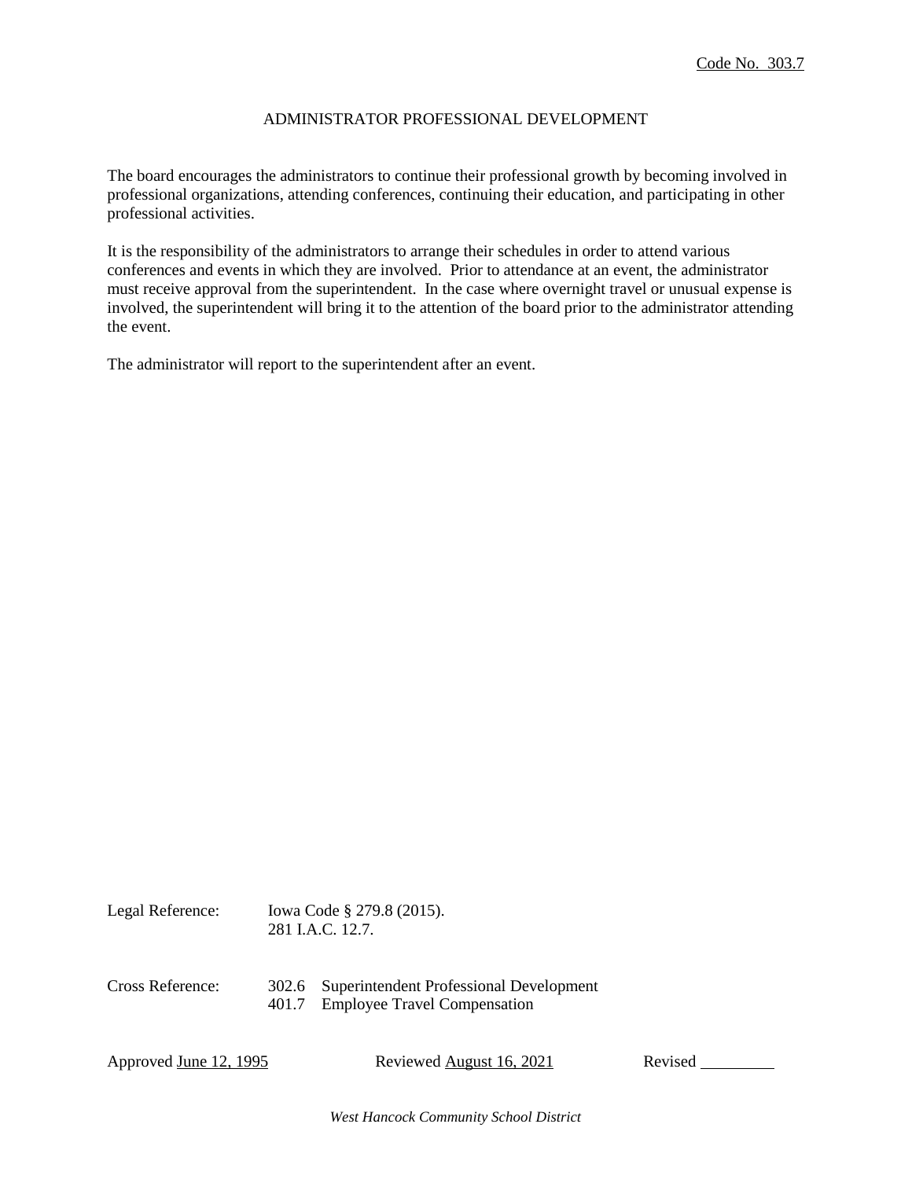Code No. 303.7

# ADMINISTRATOR PROFESSIONAL DEVELOPMENT

The board encourages the administrators to continue their professional growth by becoming involved in professional organizations, attending conferences, continuing their education, and participating in other professional activities.

It is the responsibility of the administrators to arrange their schedules in order to attend various conferences and events in which they are involved. Prior to attendance at an event, the administrator must receive approval from the superintendent. In the case where overnight travel or unusual expense is involved, the superintendent will bring it to the attention of the board prior to the administrator attending the event.

The administrator will report to the superintendent after an event.

Legal Reference: Iowa Code § 279.8 (2015).
281 I.A.C. 12.7.

Cross Reference: 302.6 Superintendent Professional Development
401.7 Employee Travel Compensation

Approved June 12, 1995 Reviewed August 16, 2021 Revised ________

*West Hancock Community School District*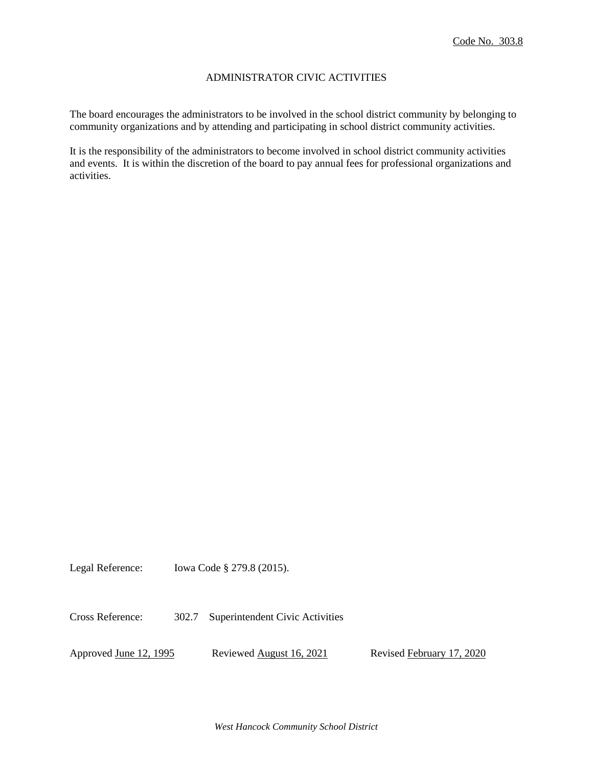Code No. 303.8

# ADMINISTRATOR CIVIC ACTIVITIES

The board encourages the administrators to be involved in the school district community by belonging to community organizations and by attending and participating in school district community activities.

It is the responsibility of the administrators to become involved in school district community activities and events. It is within the discretion of the board to pay annual fees for professional organizations and activities.

Legal Reference: Iowa Code § 279.8 (2015).

Cross Reference: 302.7 Superintendent Civic Activities

Approved June 12, 1995 Reviewed August 16, 2021 Revised February 17, 2020

*West Hancock Community School District*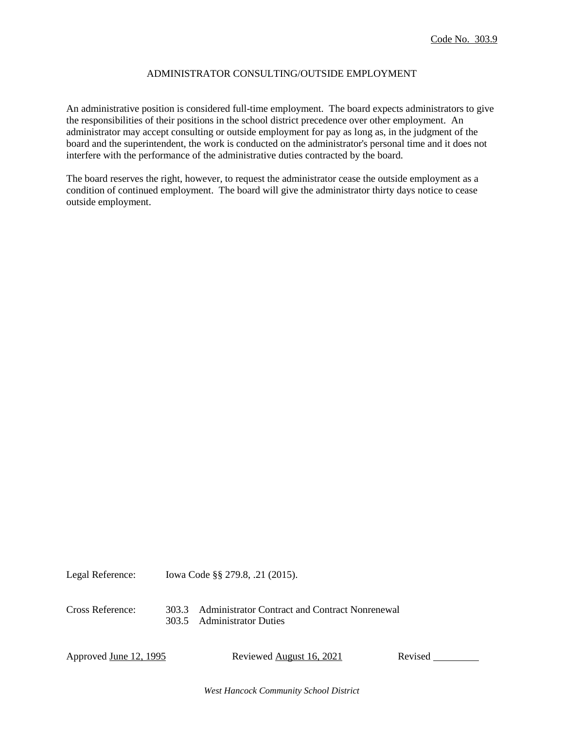Code No. 303.9

# ADMINISTRATOR CONSULTING/OUTSIDE EMPLOYMENT

An administrative position is considered full-time employment. The board expects administrators to give the responsibilities of their positions in the school district precedence over other employment. An administrator may accept consulting or outside employment for pay as long as, in the judgment of the board and the superintendent, the work is conducted on the administrator's personal time and it does not interfere with the performance of the administrative duties contracted by the board.

The board reserves the right, however, to request the administrator cease the outside employment as a condition of continued employment. The board will give the administrator thirty days notice to cease outside employment.

Legal Reference: Iowa Code §§ 279.8, .21 (2015).

Cross Reference:
303.3 Administrator Contract and Contract Nonrenewal
303.5 Administrator Duties

Approved June 12, 1995 Reviewed August 16, 2021 Revised ________

*West Hancock Community School District*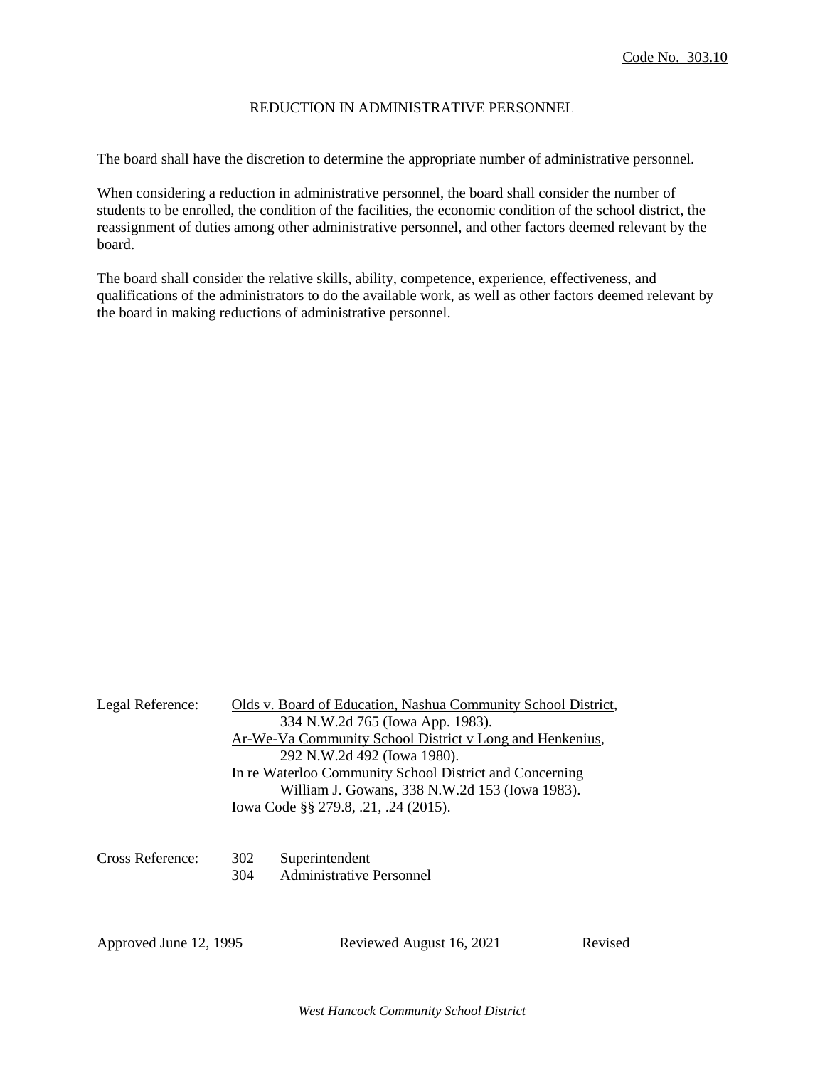Code No. 303.10

# REDUCTION IN ADMINISTRATIVE PERSONNEL

The board shall have the discretion to determine the appropriate number of administrative personnel.

When considering a reduction in administrative personnel, the board shall consider the number of students to be enrolled, the condition of the facilities, the economic condition of the school district, the reassignment of duties among other administrative personnel, and other factors deemed relevant by the board.

The board shall consider the relative skills, ability, competence, experience, effectiveness, and qualifications of the administrators to do the available work, as well as other factors deemed relevant by the board in making reductions of administrative personnel.

Legal Reference:
- Olds v. Board of Education, Nashua Community School District, 334 N.W.2d 765 (Iowa App. 1983).
- Ar-We-Va Community School District v Long and Henkenius, 292 N.W.2d 492 (Iowa 1980).
- In re Waterloo Community School District and Concerning William J. Gowans, 338 N.W.2d 153 (Iowa 1983).
- Iowa Code §§ 279.8, .21, .24 (2015).

Cross Reference:
- 302 Superintendent
- 304 Administrative Personnel

Approved June 12, 1995 Reviewed August 16, 2021 Revised ________

*West Hancock Community School District*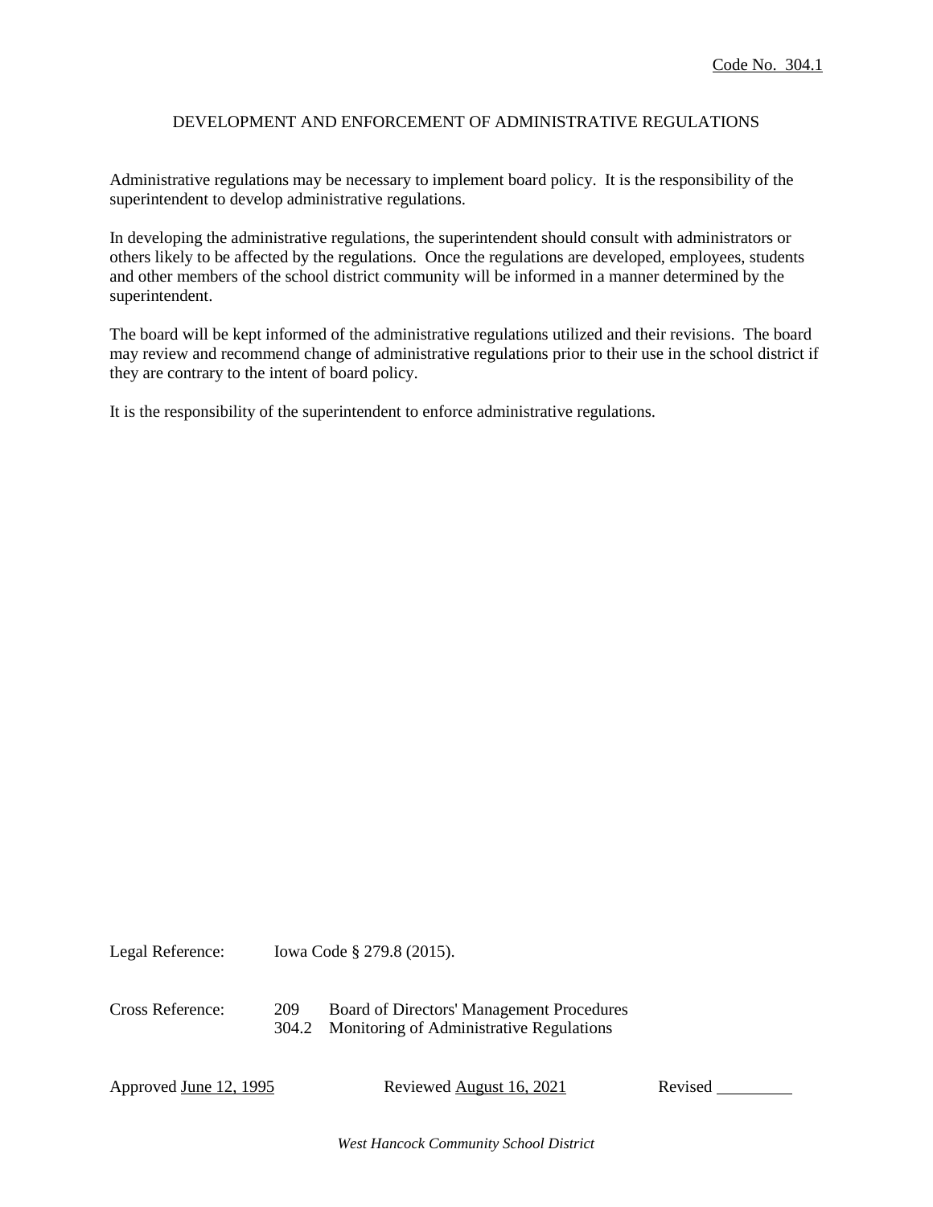Code No. 304.1

# DEVELOPMENT AND ENFORCEMENT OF ADMINISTRATIVE REGULATIONS

Administrative regulations may be necessary to implement board policy. It is the responsibility of the superintendent to develop administrative regulations.

In developing the administrative regulations, the superintendent should consult with administrators or others likely to be affected by the regulations. Once the regulations are developed, employees, students and other members of the school district community will be informed in a manner determined by the superintendent.

The board will be kept informed of the administrative regulations utilized and their revisions. The board may review and recommend change of administrative regulations prior to their use in the school district if they are contrary to the intent of board policy.

It is the responsibility of the superintendent to enforce administrative regulations.

Legal Reference: Iowa Code § 279.8 (2015).

Cross Reference:
- 209 Board of Directors' Management Procedures
- 304.2 Monitoring of Administrative Regulations

Approved June 12, 1995 Reviewed August 16, 2021 Revised ________

*West Hancock Community School District*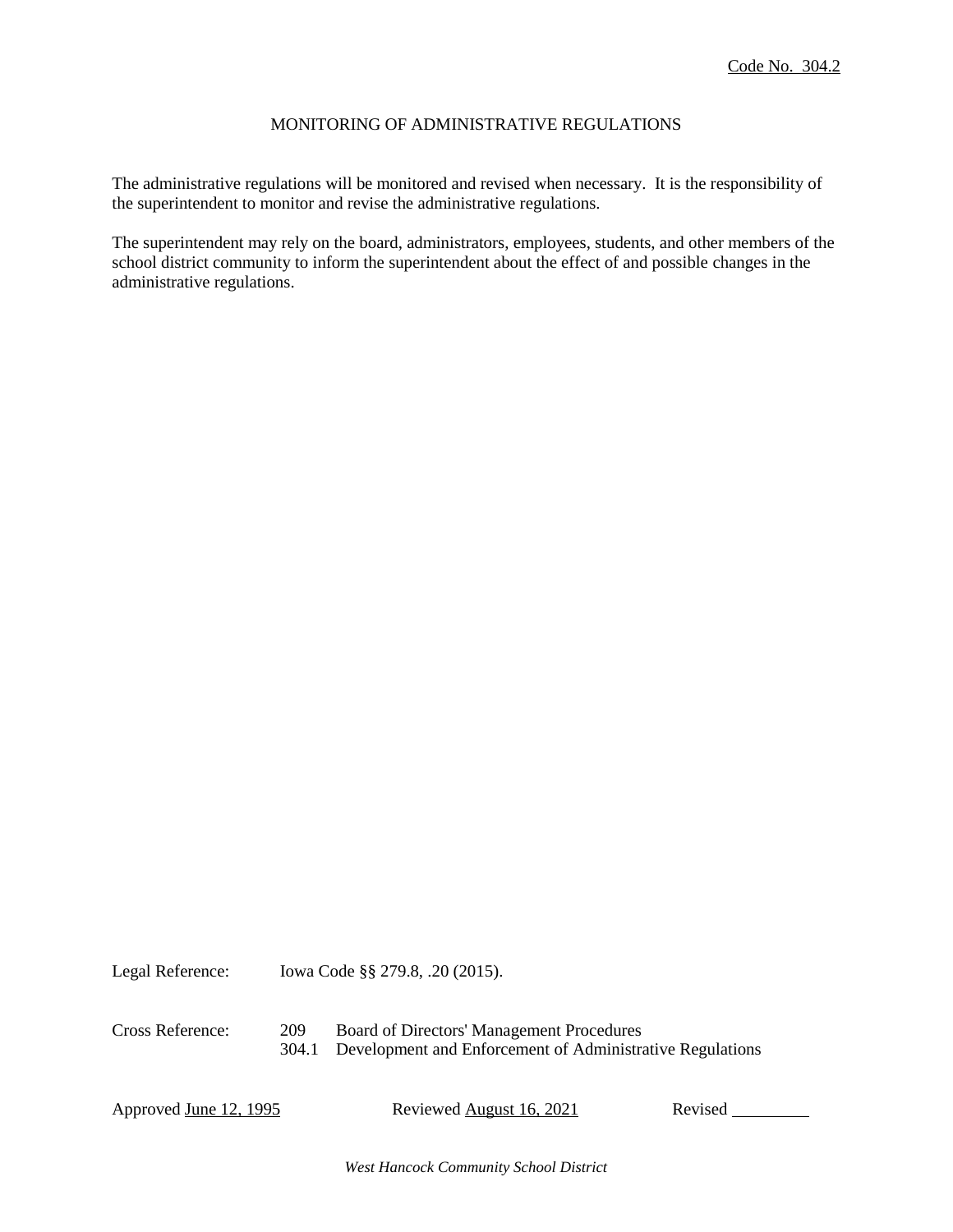Code No. 304.2

# MONITORING OF ADMINISTRATIVE REGULATIONS

The administrative regulations will be monitored and revised when necessary. It is the responsibility of the superintendent to monitor and revise the administrative regulations.

The superintendent may rely on the board, administrators, employees, students, and other members of the school district community to inform the superintendent about the effect of and possible changes in the administrative regulations.

Legal Reference: Iowa Code §§ 279.8, .20 (2015).

Cross Reference:
209 Board of Directors' Management Procedures
304.1 Development and Enforcement of Administrative Regulations

Approved June 12, 1995 Reviewed August 16, 2021 Revised _________

*West Hancock Community School District*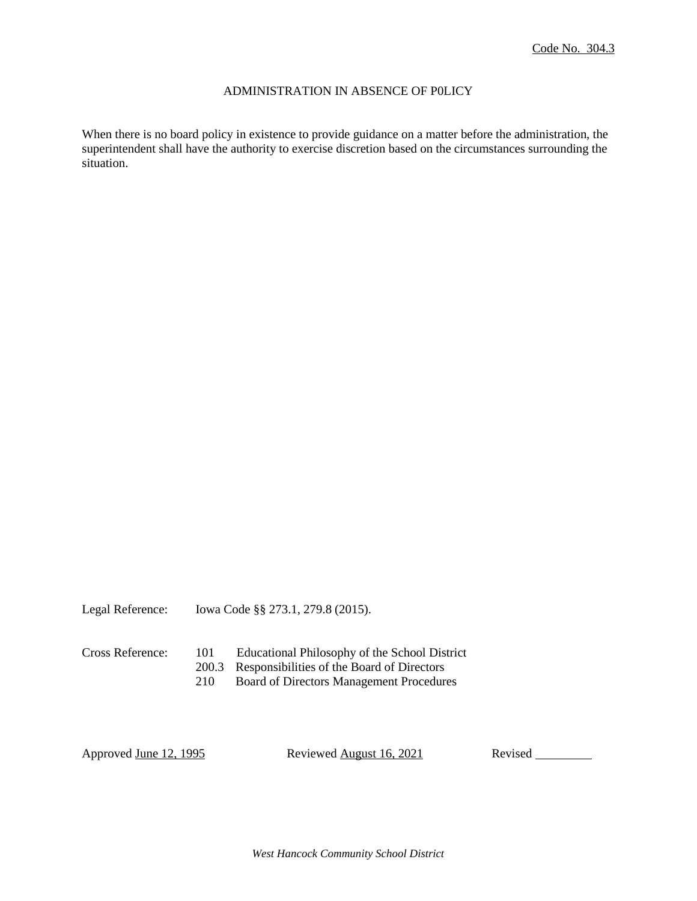Code No. 304.3

# ADMINISTRATION IN ABSENCE OF P0LICY

When there is no board policy in existence to provide guidance on a matter before the administration, the superintendent shall have the authority to exercise discretion based on the circumstances surrounding the situation.

Legal Reference: Iowa Code §§ 273.1, 279.8 (2015).

Cross Reference:
- 101 Educational Philosophy of the School District
- 200.3 Responsibilities of the Board of Directors
- 210 Board of Directors Management Procedures

Approved June 12, 1995 | Reviewed August 16, 2021 | Revised ________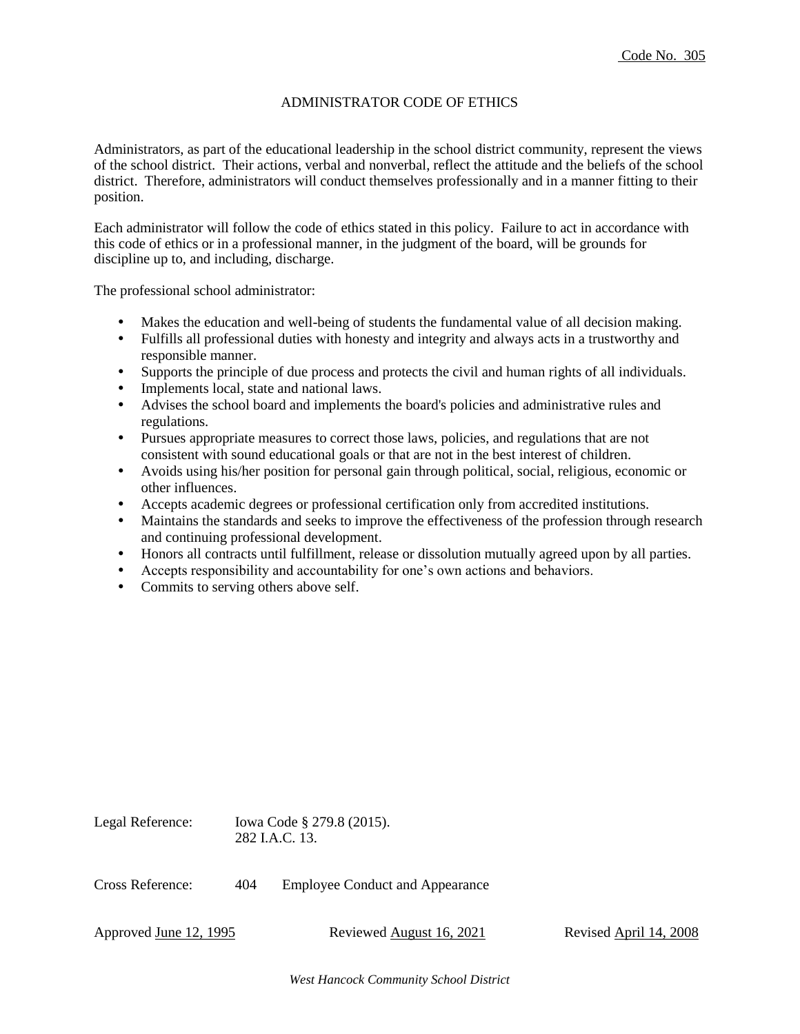Code No. 305

# ADMINISTRATOR CODE OF ETHICS

Administrators, as part of the educational leadership in the school district community, represent the views of the school district. Their actions, verbal and nonverbal, reflect the attitude and the beliefs of the school district. Therefore, administrators will conduct themselves professionally and in a manner fitting to their position.

Each administrator will follow the code of ethics stated in this policy. Failure to act in accordance with this code of ethics or in a professional manner, in the judgment of the board, will be grounds for discipline up to, and including, discharge.

The professional school administrator:

- Makes the education and well-being of students the fundamental value of all decision making.
- Fulfills all professional duties with honesty and integrity and always acts in a trustworthy and responsible manner.
- Supports the principle of due process and protects the civil and human rights of all individuals.
- Implements local, state and national laws.
- Advises the school board and implements the board's policies and administrative rules and regulations.
- Pursues appropriate measures to correct those laws, policies, and regulations that are not consistent with sound educational goals or that are not in the best interest of children.
- Avoids using his/her position for personal gain through political, social, religious, economic or other influences.
- Accepts academic degrees or professional certification only from accredited institutions.
- Maintains the standards and seeks to improve the effectiveness of the profession through research and continuing professional development.
- Honors all contracts until fulfillment, release or dissolution mutually agreed upon by all parties.
- Accepts responsibility and accountability for one's own actions and behaviors.
- Commits to serving others above self.

Legal Reference: Iowa Code § 279.8 (2015).
282 I.A.C. 13.

Cross Reference: 404 Employee Conduct and Appearance

Approved June 12, 1995 Reviewed August 16, 2021 Revised April 14, 2008

*West Hancock Community School District*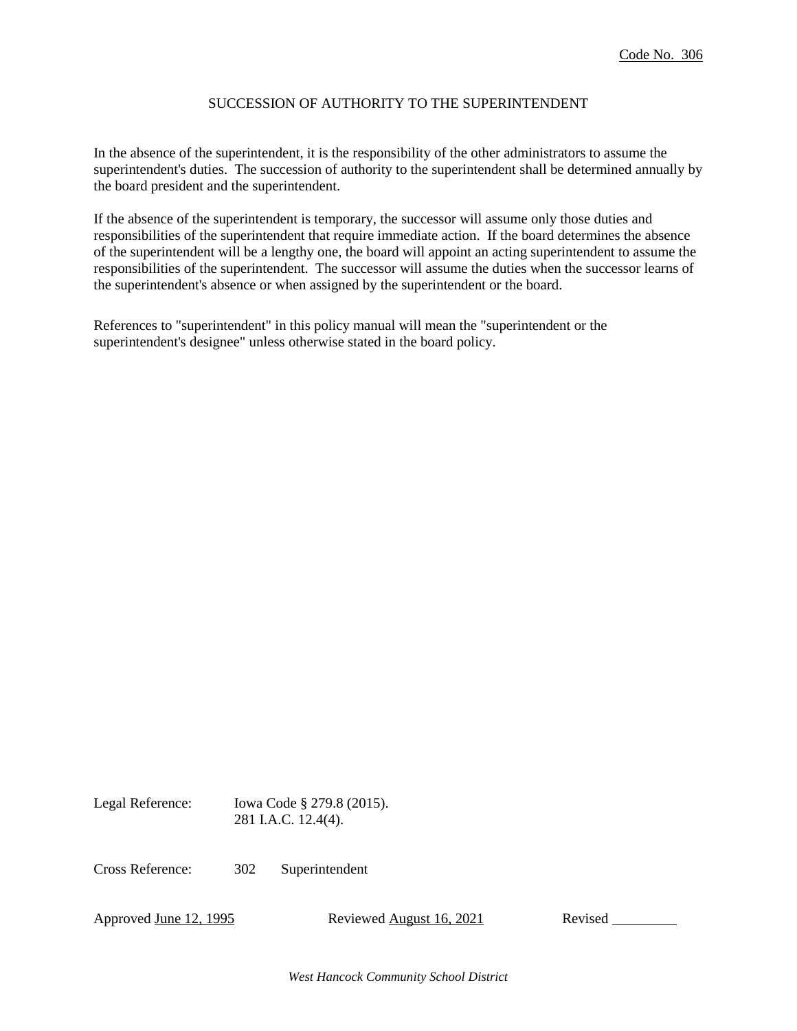Code No. 306

# SUCCESSION OF AUTHORITY TO THE SUPERINTENDENT

In the absence of the superintendent, it is the responsibility of the other administrators to assume the superintendent's duties. The succession of authority to the superintendent shall be determined annually by the board president and the superintendent.

If the absence of the superintendent is temporary, the successor will assume only those duties and responsibilities of the superintendent that require immediate action. If the board determines the absence of the superintendent will be a lengthy one, the board will appoint an acting superintendent to assume the responsibilities of the superintendent. The successor will assume the duties when the successor learns of the superintendent's absence or when assigned by the superintendent or the board.

References to "superintendent" in this policy manual will mean the "superintendent or the superintendent's designee" unless otherwise stated in the board policy.

Legal Reference: Iowa Code § 279.8 (2015).
281 I.A.C. 12.4(4).

Cross Reference: 302 Superintendent

Approved June 12, 1995 Reviewed August 16, 2021 Revised ________

*West Hancock Community School District*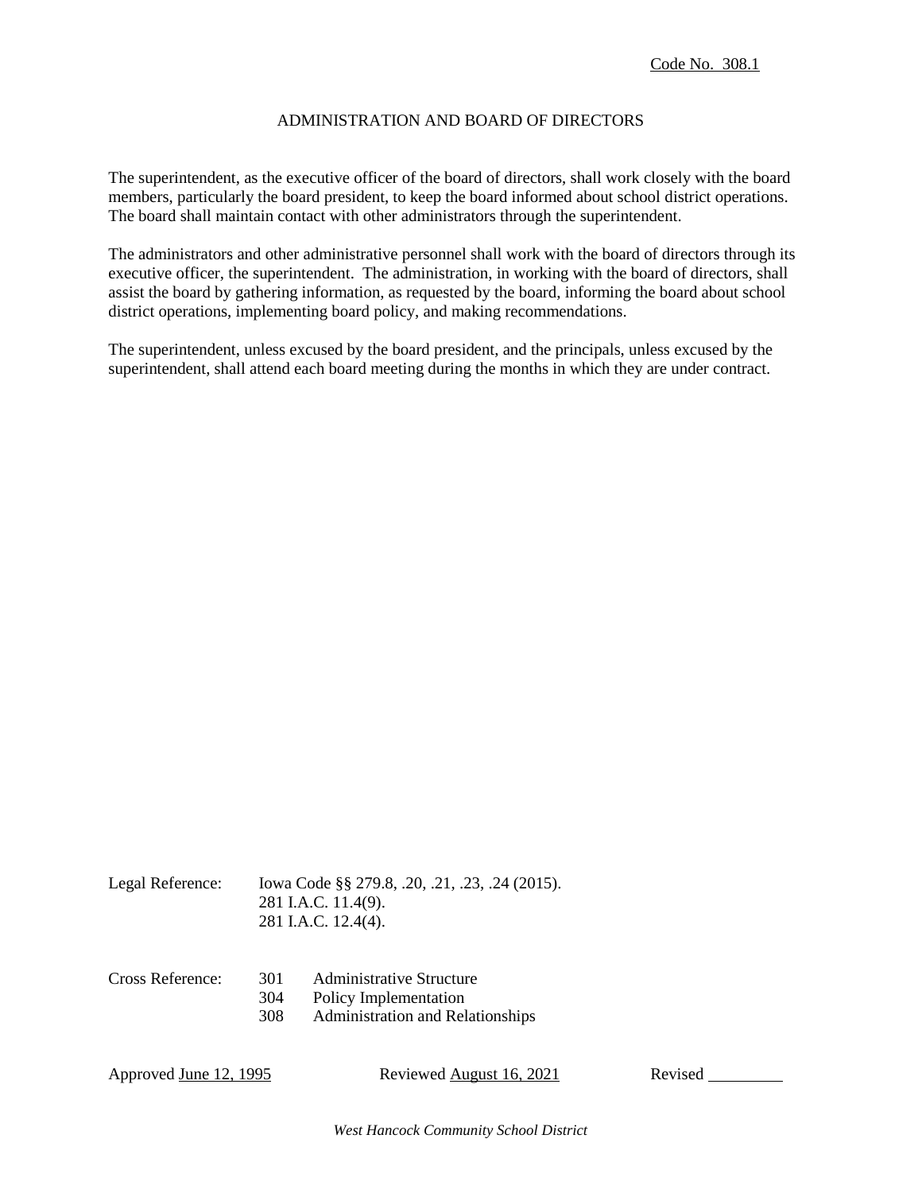Code No. 308.1

# ADMINISTRATION AND BOARD OF DIRECTORS

The superintendent, as the executive officer of the board of directors, shall work closely with the board members, particularly the board president, to keep the board informed about school district operations. The board shall maintain contact with other administrators through the superintendent.

The administrators and other administrative personnel shall work with the board of directors through its executive officer, the superintendent. The administration, in working with the board of directors, shall assist the board by gathering information, as requested by the board, informing the board about school district operations, implementing board policy, and making recommendations.

The superintendent, unless excused by the board president, and the principals, unless excused by the superintendent, shall attend each board meeting during the months in which they are under contract.

Legal Reference: Iowa Code §§ 279.8, .20, .21, .23, .24 (2015).
281 I.A.C. 11.4(9).
281 I.A.C. 12.4(4).

Cross Reference:
301 Administrative Structure
304 Policy Implementation
308 Administration and Relationships

Approved June 12, 1995 Reviewed August 16, 2021 Revised ________

*West Hancock Community School District*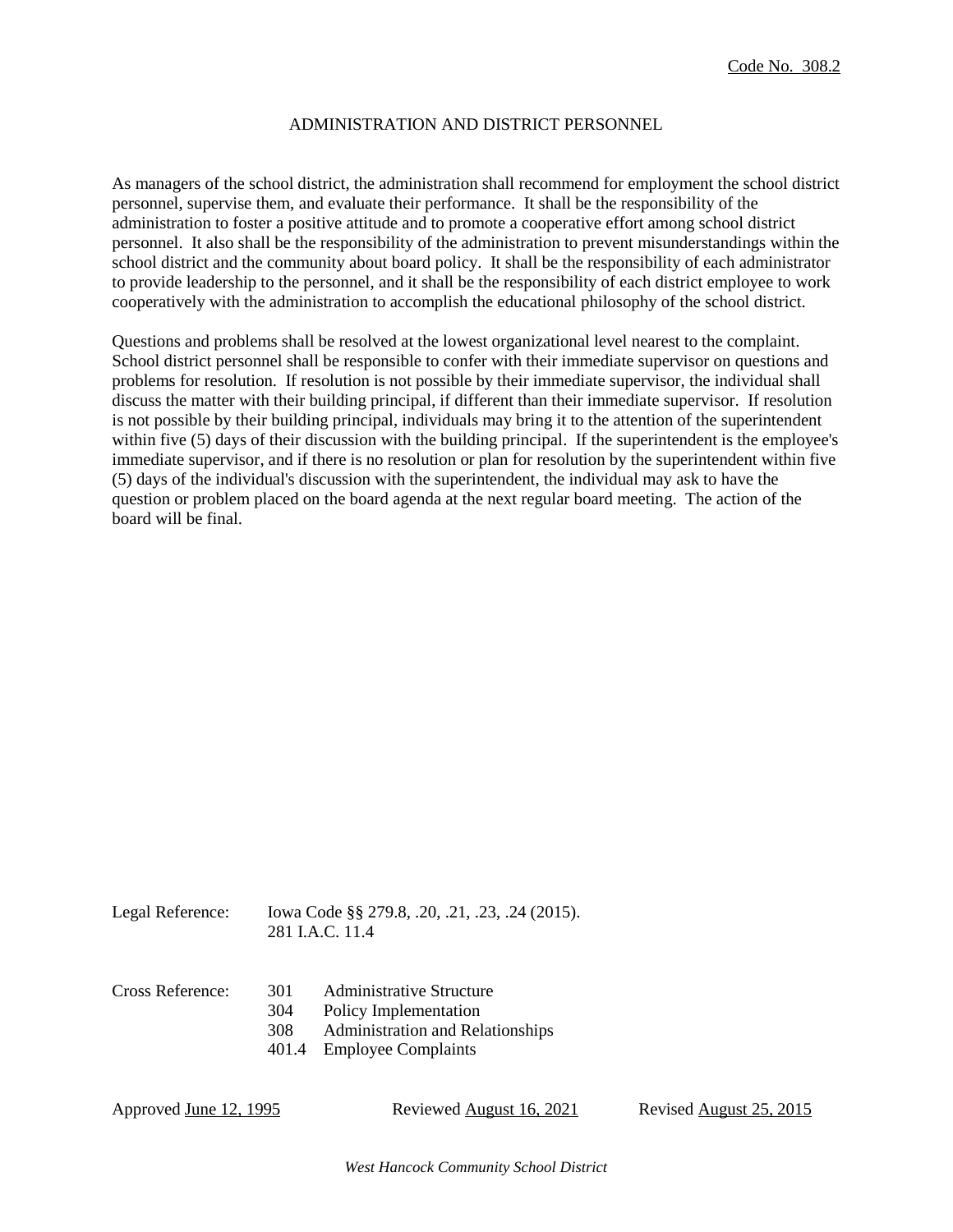Code No. 308.2

# ADMINISTRATION AND DISTRICT PERSONNEL

As managers of the school district, the administration shall recommend for employment the school district personnel, supervise them, and evaluate their performance. It shall be the responsibility of the administration to foster a positive attitude and to promote a cooperative effort among school district personnel. It also shall be the responsibility of the administration to prevent misunderstandings within the school district and the community about board policy. It shall be the responsibility of each administrator to provide leadership to the personnel, and it shall be the responsibility of each district employee to work cooperatively with the administration to accomplish the educational philosophy of the school district.

Questions and problems shall be resolved at the lowest organizational level nearest to the complaint. School district personnel shall be responsible to confer with their immediate supervisor on questions and problems for resolution. If resolution is not possible by their immediate supervisor, the individual shall discuss the matter with their building principal, if different than their immediate supervisor. If resolution is not possible by their building principal, individuals may bring it to the attention of the superintendent within five (5) days of their discussion with the building principal. If the superintendent is the employee's immediate supervisor, and if there is no resolution or plan for resolution by the superintendent within five (5) days of the individual's discussion with the superintendent, the individual may ask to have the question or problem placed on the board agenda at the next regular board meeting. The action of the board will be final.

Legal Reference: Iowa Code §§ 279.8, .20, .21, .23, .24 (2015).
281 I.A.C. 11.4

Cross Reference:
301 Administrative Structure
304 Policy Implementation
308 Administration and Relationships
401.4 Employee Complaints

Approved June 12, 1995 Reviewed August 16, 2021 Revised August 25, 2015

*West Hancock Community School District*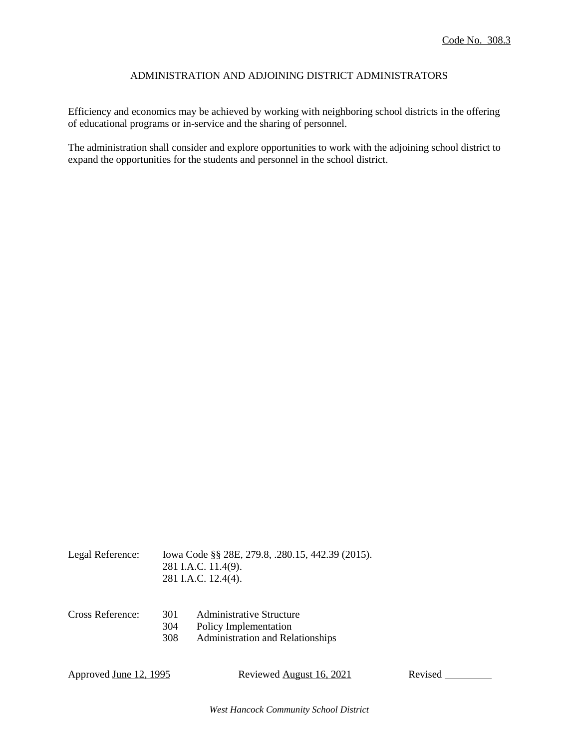Code No. 308.3

# ADMINISTRATION AND ADJOINING DISTRICT ADMINISTRATORS

Efficiency and economics may be achieved by working with neighboring school districts in the offering of educational programs or in-service and the sharing of personnel.

The administration shall consider and explore opportunities to work with the adjoining school district to expand the opportunities for the students and personnel in the school district.

Legal Reference: Iowa Code §§ 28E, 279.8, .280.15, 442.39 (2015).
281 I.A.C. 11.4(9).
281 I.A.C. 12.4(4).

Cross Reference:
301 Administrative Structure
304 Policy Implementation
308 Administration and Relationships

Approved June 12, 1995 Reviewed August 16, 2021 Revised \_\_\_\_\_\_\_\_\_

*West Hancock Community School District*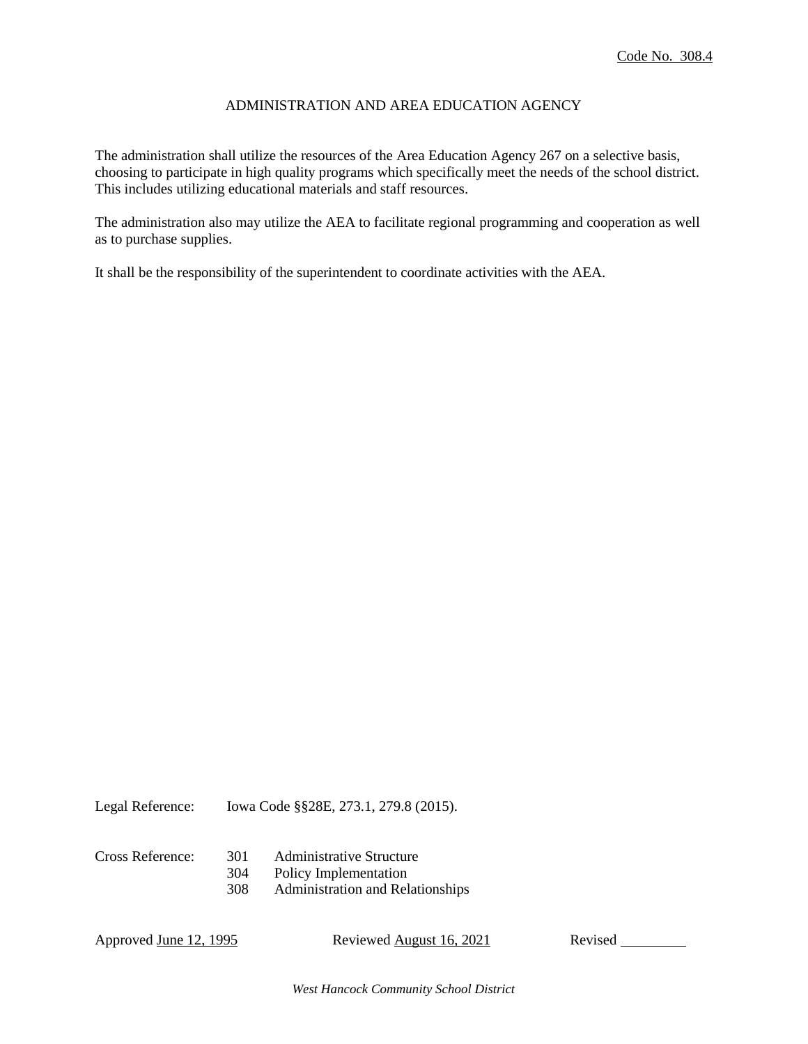Code No. 308.4

# ADMINISTRATION AND AREA EDUCATION AGENCY

The administration shall utilize the resources of the Area Education Agency 267 on a selective basis, choosing to participate in high quality programs which specifically meet the needs of the school district. This includes utilizing educational materials and staff resources.

The administration also may utilize the AEA to facilitate regional programming and cooperation as well as to purchase supplies.

It shall be the responsibility of the superintendent to coordinate activities with the AEA.

Legal Reference: Iowa Code §§28E, 273.1, 279.8 (2015).

Cross Reference:
301 Administrative Structure
304 Policy Implementation
308 Administration and Relationships

Approved June 12, 1995 Reviewed August 16, 2021 Revised _________

*West Hancock Community School District*